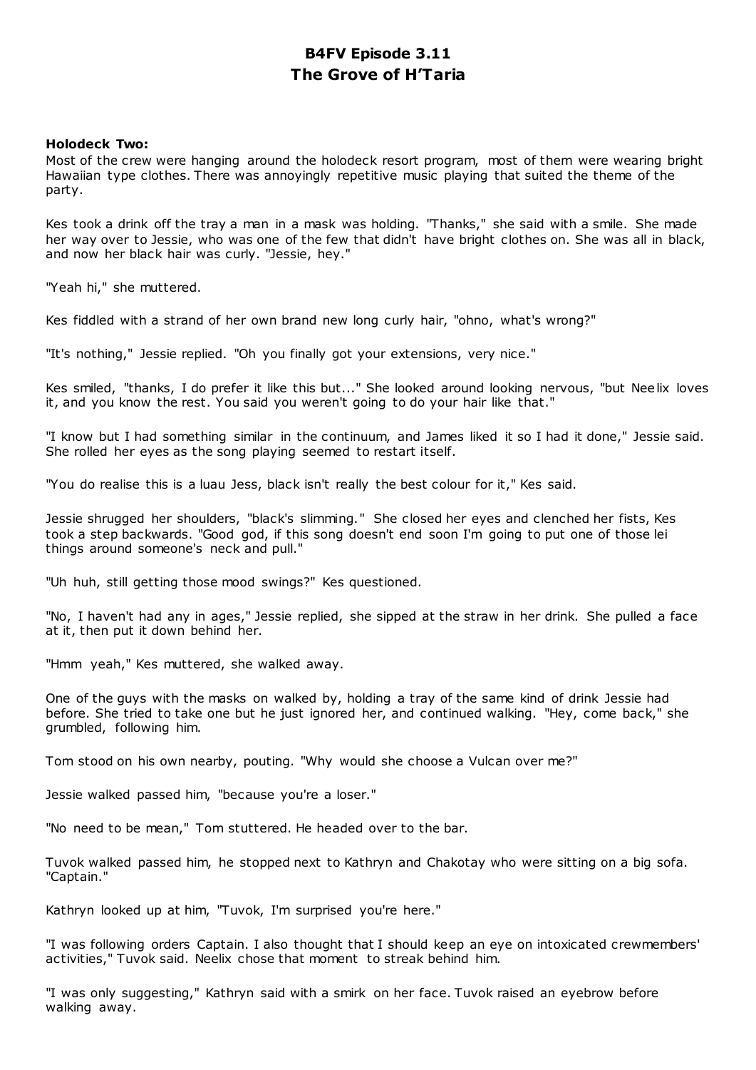# B4FV Episode 3.11
# The Grove of H'Taria

**Holodeck Two:**

Most of the crew were hanging around the holodeck resort program, most of them were wearing bright Hawaiian type clothes. There was annoyingly repetitive music playing that suited the theme of the party.

Kes took a drink off the tray a man in a mask was holding. "Thanks," she said with a smile. She made her way over to Jessie, who was one of the few that didn't have bright clothes on. She was all in black, and now her black hair was curly. "Jessie, hey."

"Yeah hi," she muttered.

Kes fiddled with a strand of her own brand new long curly hair, "ohno, what's wrong?"

"It's nothing," Jessie replied. "Oh you finally got your extensions, very nice."

Kes smiled, "thanks, I do prefer it like this but..." She looked around looking nervous, "but Neelix loves it, and you know the rest. You said you weren't going to do your hair like that."

"I know but I had something similar in the continuum, and James liked it so I had it done," Jessie said. She rolled her eyes as the song playing seemed to restart itself.

"You do realise this is a luau Jess, black isn't really the best colour for it," Kes said.

Jessie shrugged her shoulders, "black's slimming." She closed her eyes and clenched her fists, Kes took a step backwards. "Good god, if this song doesn't end soon I'm going to put one of those lei things around someone's neck and pull."

"Uh huh, still getting those mood swings?" Kes questioned.

"No, I haven't had any in ages," Jessie replied, she sipped at the straw in her drink. She pulled a face at it, then put it down behind her.

"Hmm yeah," Kes muttered, she walked away.

One of the guys with the masks on walked by, holding a tray of the same kind of drink Jessie had before. She tried to take one but he just ignored her, and continued walking. "Hey, come back," she grumbled, following him.

Tom stood on his own nearby, pouting. "Why would she choose a Vulcan over me?"

Jessie walked passed him, "because you're a loser."

"No need to be mean," Tom stuttered. He headed over to the bar.

Tuvok walked passed him, he stopped next to Kathryn and Chakotay who were sitting on a big sofa. "Captain."

Kathryn looked up at him, "Tuvok, I'm surprised you're here."

"I was following orders Captain. I also thought that I should keep an eye on intoxicated crewmembers' activities," Tuvok said. Neelix chose that moment to streak behind him.

"I was only suggesting," Kathryn said with a smirk on her face. Tuvok raised an eyebrow before walking away.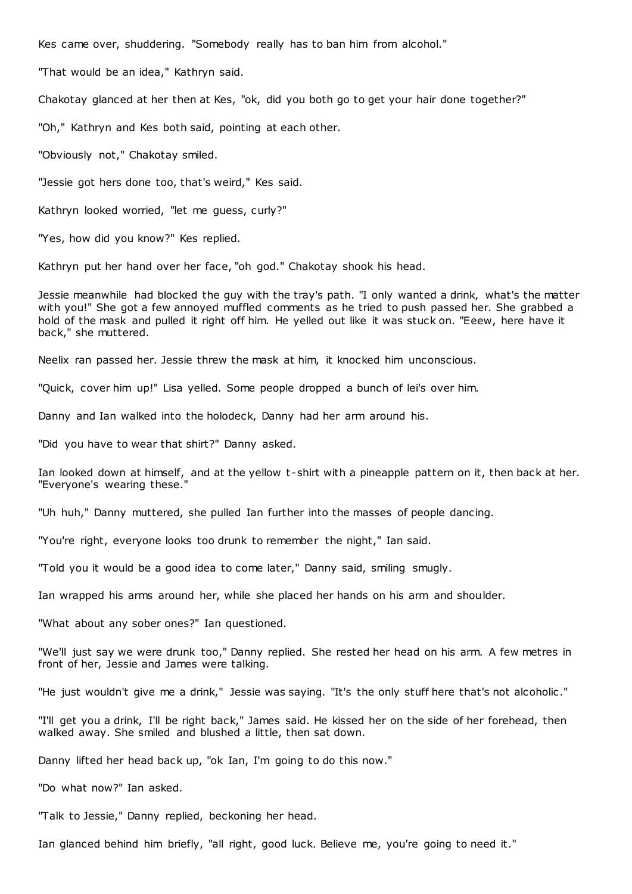Kes came over, shuddering. "Somebody really has to ban him from alcohol."

"That would be an idea," Kathryn said.

Chakotay glanced at her then at Kes, "ok, did you both go to get your hair done together?"

"Oh," Kathryn and Kes both said, pointing at each other.

"Obviously not," Chakotay smiled.

"Jessie got hers done too, that's weird," Kes said.

Kathryn looked worried, "let me guess, curly?"

"Yes, how did you know?" Kes replied.

Kathryn put her hand over her face, "oh god." Chakotay shook his head.

Jessie meanwhile had blocked the guy with the tray's path. "I only wanted a drink, what's the matter with you!" She got a few annoyed muffled comments as he tried to push passed her. She grabbed a hold of the mask and pulled it right off him. He yelled out like it was stuck on. "Eeew, here have it back," she muttered.

Neelix ran passed her. Jessie threw the mask at him, it knocked him unconscious.

"Quick, cover him up!" Lisa yelled. Some people dropped a bunch of lei's over him.

Danny and Ian walked into the holodeck, Danny had her arm around his.

"Did you have to wear that shirt?" Danny asked.

Ian looked down at himself, and at the yellow t-shirt with a pineapple pattern on it, then back at her. "Everyone's wearing these."

"Uh huh," Danny muttered, she pulled Ian further into the masses of people dancing.

"You're right, everyone looks too drunk to remember the night," Ian said.

"Told you it would be a good idea to come later," Danny said, smiling smugly.

Ian wrapped his arms around her, while she placed her hands on his arm and shoulder.

"What about any sober ones?" Ian questioned.

"We'll just say we were drunk too," Danny replied. She rested her head on his arm. A few metres in front of her, Jessie and James were talking.

"He just wouldn't give me a drink," Jessie was saying. "It's the only stuff here that's not alcoholic."

"I'll get you a drink, I'll be right back," James said. He kissed her on the side of her forehead, then walked away. She smiled and blushed a little, then sat down.

Danny lifted her head back up, "ok Ian, I'm going to do this now."

"Do what now?" Ian asked.

"Talk to Jessie," Danny replied, beckoning her head.

Ian glanced behind him briefly, "all right, good luck. Believe me, you're going to need it."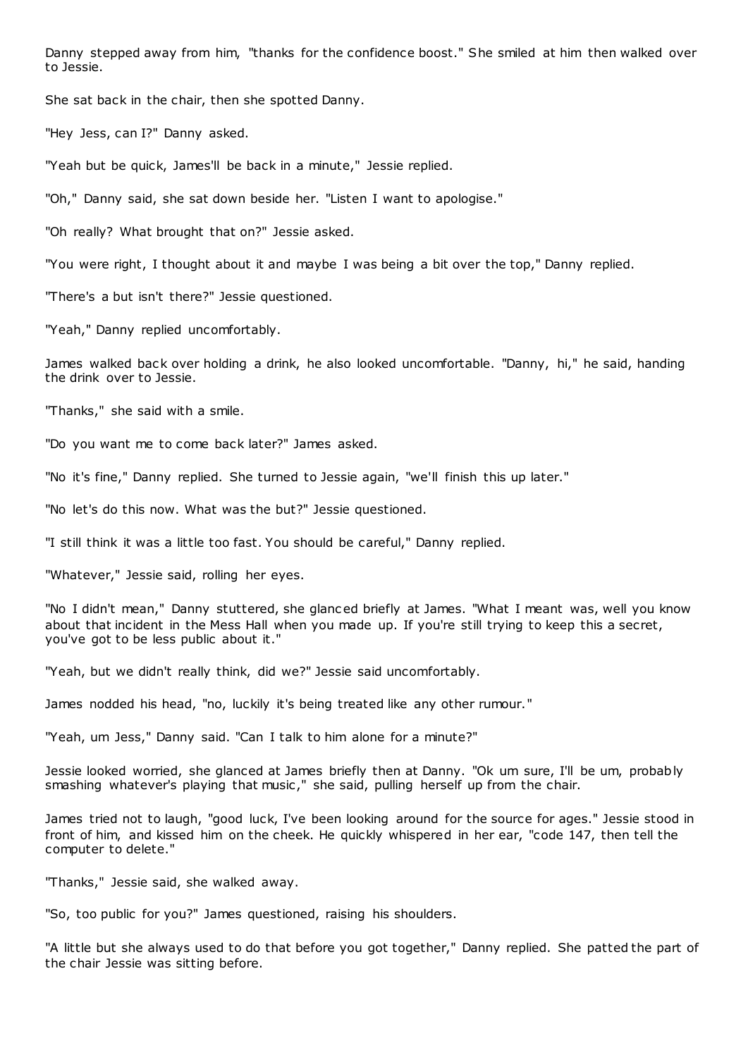Danny stepped away from him, "thanks for the confidence boost." She smiled at him then walked over to Jessie.

She sat back in the chair, then she spotted Danny.

"Hey Jess, can I?" Danny asked.

"Yeah but be quick, James'll be back in a minute," Jessie replied.

"Oh," Danny said, she sat down beside her. "Listen I want to apologise."

"Oh really? What brought that on?" Jessie asked.

"You were right, I thought about it and maybe I was being a bit over the top," Danny replied.

"There's a but isn't there?" Jessie questioned.

"Yeah," Danny replied uncomfortably.

James walked back over holding a drink, he also looked uncomfortable. "Danny, hi," he said, handing the drink over to Jessie.

"Thanks," she said with a smile.

"Do you want me to come back later?" James asked.

"No it's fine," Danny replied. She turned to Jessie again, "we'll finish this up later."

"No let's do this now. What was the but?" Jessie questioned.

"I still think it was a little too fast. You should be careful," Danny replied.

"Whatever," Jessie said, rolling her eyes.

"No I didn't mean," Danny stuttered, she glanced briefly at James. "What I meant was, well you know about that incident in the Mess Hall when you made up. If you're still trying to keep this a secret, you've got to be less public about it."

"Yeah, but we didn't really think, did we?" Jessie said uncomfortably.

James nodded his head, "no, luckily it's being treated like any other rumour."

"Yeah, um Jess," Danny said. "Can I talk to him alone for a minute?"

Jessie looked worried, she glanced at James briefly then at Danny. "Ok um sure, I'll be um, probably smashing whatever's playing that music," she said, pulling herself up from the chair.

James tried not to laugh, "good luck, I've been looking around for the source for ages." Jessie stood in front of him, and kissed him on the cheek. He quickly whispered in her ear, "code 147, then tell the computer to delete."

"Thanks," Jessie said, she walked away.

"So, too public for you?" James questioned, raising his shoulders.

"A little but she always used to do that before you got together," Danny replied. She patted the part of the chair Jessie was sitting before.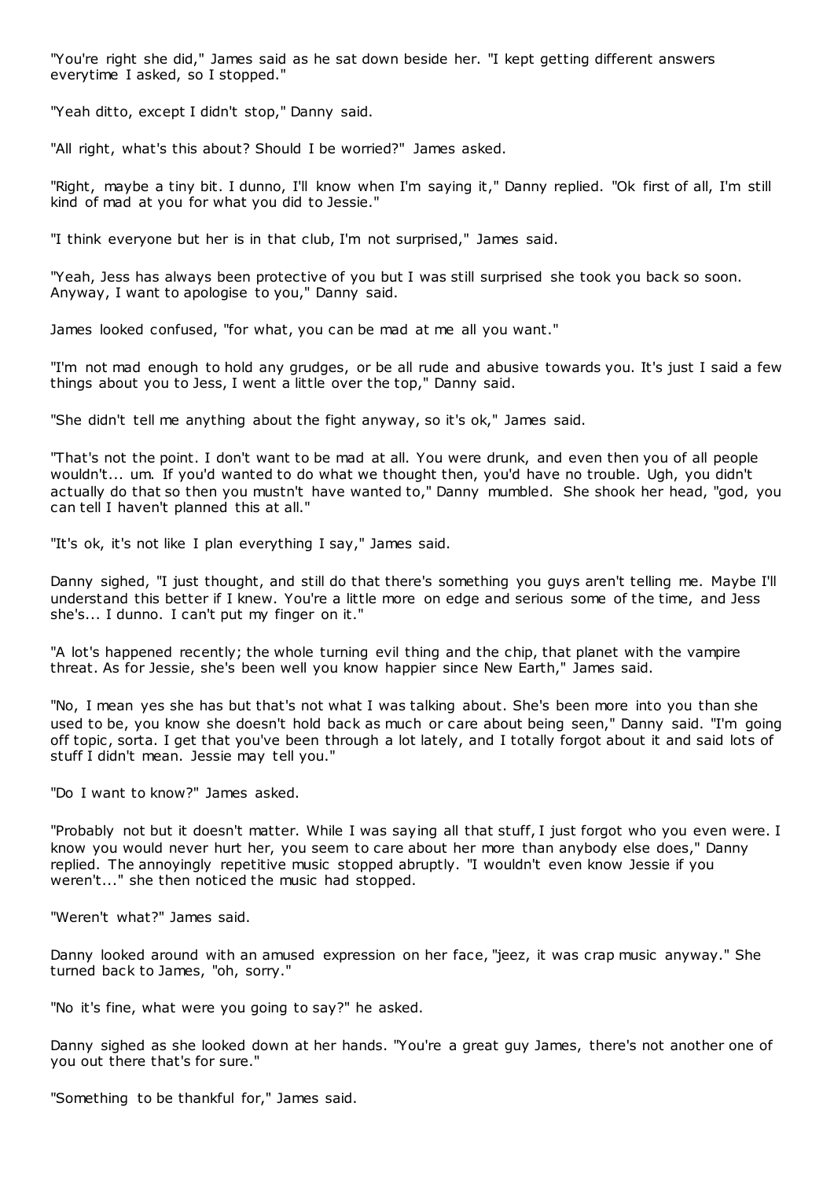"You're right she did," James said as he sat down beside her. "I kept getting different answers everytime I asked, so I stopped."

"Yeah ditto, except I didn't stop," Danny said.

"All right, what's this about? Should I be worried?" James asked.

"Right, maybe a tiny bit. I dunno, I'll know when I'm saying it," Danny replied. "Ok first of all, I'm still kind of mad at you for what you did to Jessie."

"I think everyone but her is in that club, I'm not surprised," James said.

"Yeah, Jess has always been protective of you but I was still surprised she took you back so soon. Anyway, I want to apologise to you," Danny said.

James looked confused, "for what, you can be mad at me all you want."

"I'm not mad enough to hold any grudges, or be all rude and abusive towards you. It's just I said a few things about you to Jess, I went a little over the top," Danny said.

"She didn't tell me anything about the fight anyway, so it's ok," James said.

"That's not the point. I don't want to be mad at all. You were drunk, and even then you of all people wouldn't... um. If you'd wanted to do what we thought then, you'd have no trouble. Ugh, you didn't actually do that so then you mustn't have wanted to," Danny mumbled. She shook her head, "god, you can tell I haven't planned this at all."

"It's ok, it's not like I plan everything I say," James said.

Danny sighed, "I just thought, and still do that there's something you guys aren't telling me. Maybe I'll understand this better if I knew. You're a little more on edge and serious some of the time, and Jess she's... I dunno. I can't put my finger on it."

"A lot's happened recently; the whole turning evil thing and the chip, that planet with the vampire threat. As for Jessie, she's been well you know happier since New Earth," James said.

"No, I mean yes she has but that's not what I was talking about. She's been more into you than she used to be, you know she doesn't hold back as much or care about being seen," Danny said. "I'm going off topic, sorta. I get that you've been through a lot lately, and I totally forgot about it and said lots of stuff I didn't mean. Jessie may tell you."

"Do I want to know?" James asked.

"Probably not but it doesn't matter. While I was saying all that stuff, I just forgot who you even were. I know you would never hurt her, you seem to care about her more than anybody else does," Danny replied. The annoyingly repetitive music stopped abruptly. "I wouldn't even know Jessie if you weren't..." she then noticed the music had stopped.

"Weren't what?" James said.

Danny looked around with an amused expression on her face, "jeez, it was crap music anyway." She turned back to James, "oh, sorry."

"No it's fine, what were you going to say?" he asked.

Danny sighed as she looked down at her hands. "You're a great guy James, there's not another one of you out there that's for sure."

"Something to be thankful for," James said.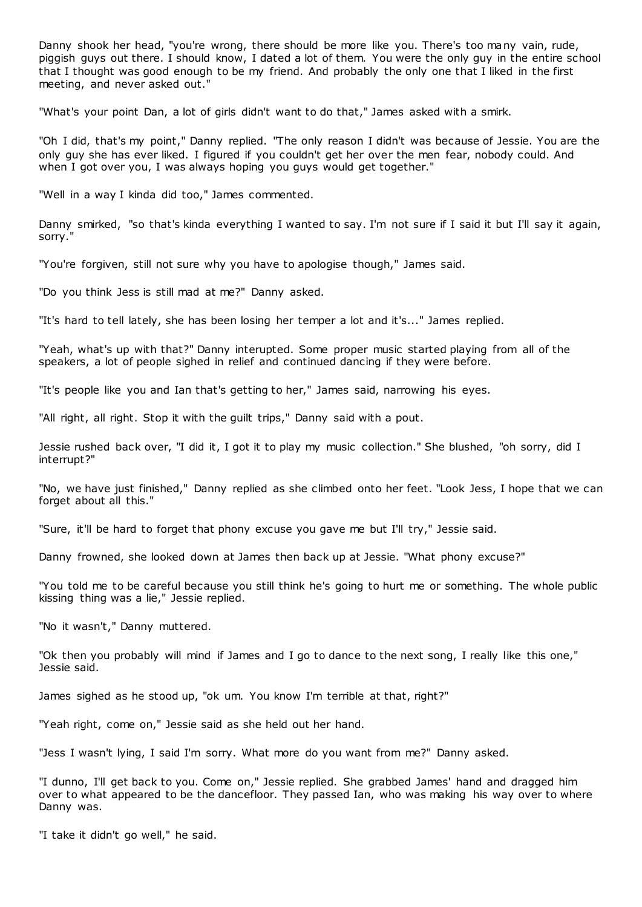Danny shook her head, "you're wrong, there should be more like you. There's too many vain, rude, piggish guys out there. I should know, I dated a lot of them. You were the only guy in the entire school that I thought was good enough to be my friend. And probably the only one that I liked in the first meeting, and never asked out."

"What's your point Dan, a lot of girls didn't want to do that," James asked with a smirk.

"Oh I did, that's my point," Danny replied. "The only reason I didn't was because of Jessie. You are the only guy she has ever liked. I figured if you couldn't get her over the men fear, nobody could. And when I got over you, I was always hoping you guys would get together."

"Well in a way I kinda did too," James commented.

Danny smirked, "so that's kinda everything I wanted to say. I'm not sure if I said it but I'll say it again, sorry."

"You're forgiven, still not sure why you have to apologise though," James said.

"Do you think Jess is still mad at me?" Danny asked.

"It's hard to tell lately, she has been losing her temper a lot and it's..." James replied.

"Yeah, what's up with that?" Danny interupted. Some proper music started playing from all of the speakers, a lot of people sighed in relief and continued dancing if they were before.

"It's people like you and Ian that's getting to her," James said, narrowing his eyes.

"All right, all right. Stop it with the guilt trips," Danny said with a pout.

Jessie rushed back over, "I did it, I got it to play my music collection." She blushed, "oh sorry, did I interrupt?"

"No, we have just finished," Danny replied as she climbed onto her feet. "Look Jess, I hope that we can forget about all this."

"Sure, it'll be hard to forget that phony excuse you gave me but I'll try," Jessie said.

Danny frowned, she looked down at James then back up at Jessie. "What phony excuse?"

"You told me to be careful because you still think he's going to hurt me or something. The whole public kissing thing was a lie," Jessie replied.

"No it wasn't," Danny muttered.

"Ok then you probably will mind if James and I go to dance to the next song, I really like this one," Jessie said.

James sighed as he stood up, "ok um. You know I'm terrible at that, right?"

"Yeah right, come on," Jessie said as she held out her hand.

"Jess I wasn't lying, I said I'm sorry. What more do you want from me?" Danny asked.

"I dunno, I'll get back to you. Come on," Jessie replied. She grabbed James' hand and dragged him over to what appeared to be the dancefloor. They passed Ian, who was making his way over to where Danny was.

"I take it didn't go well," he said.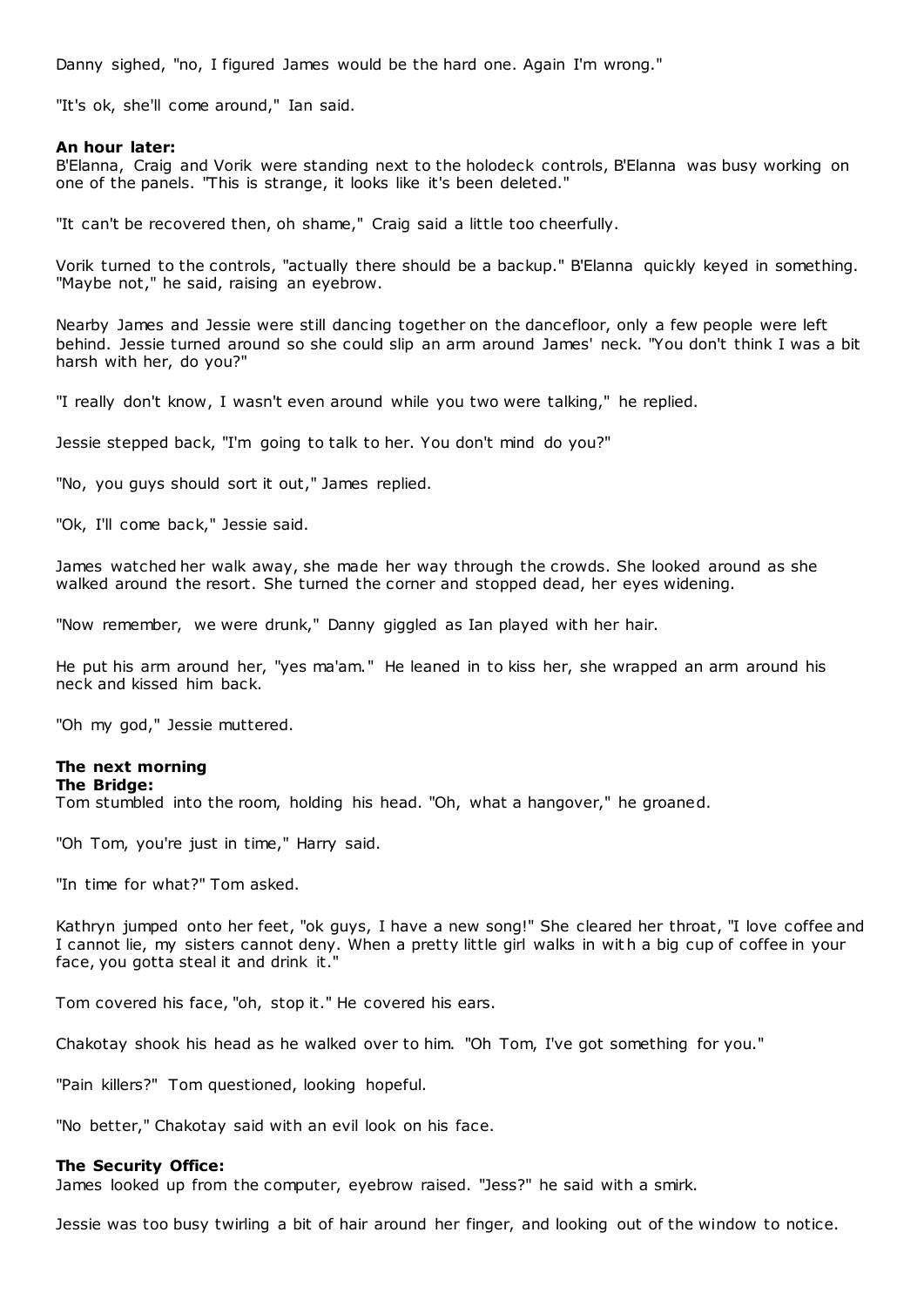Danny sighed, "no, I figured James would be the hard one. Again I'm wrong."

"It's ok, she'll come around," Ian said.

**An hour later:**
B'Elanna, Craig and Vorik were standing next to the holodeck controls, B'Elanna was busy working on one of the panels. "This is strange, it looks like it's been deleted."

"It can't be recovered then, oh shame," Craig said a little too cheerfully.

Vorik turned to the controls, "actually there should be a backup." B'Elanna quickly keyed in something. "Maybe not," he said, raising an eyebrow.

Nearby James and Jessie were still dancing together on the dancefloor, only a few people were left behind. Jessie turned around so she could slip an arm around James' neck. "You don't think I was a bit harsh with her, do you?"

"I really don't know, I wasn't even around while you two were talking," he replied.

Jessie stepped back, "I'm going to talk to her. You don't mind do you?"

"No, you guys should sort it out," James replied.

"Ok, I'll come back," Jessie said.

James watched her walk away, she made her way through the crowds. She looked around as she walked around the resort. She turned the corner and stopped dead, her eyes widening.

"Now remember, we were drunk," Danny giggled as Ian played with her hair.

He put his arm around her, "yes ma'am." He leaned in to kiss her, she wrapped an arm around his neck and kissed him back.

"Oh my god," Jessie muttered.

**The next morning**
**The Bridge:**
Tom stumbled into the room, holding his head. "Oh, what a hangover," he groaned.

"Oh Tom, you're just in time," Harry said.

"In time for what?" Tom asked.

Kathryn jumped onto her feet, "ok guys, I have a new song!" She cleared her throat, "I love coffee and I cannot lie, my sisters cannot deny. When a pretty little girl walks in with a big cup of coffee in your face, you gotta steal it and drink it."

Tom covered his face, "oh, stop it." He covered his ears.

Chakotay shook his head as he walked over to him. "Oh Tom, I've got something for you."

"Pain killers?" Tom questioned, looking hopeful.

"No better," Chakotay said with an evil look on his face.

**The Security Office:**
James looked up from the computer, eyebrow raised. "Jess?" he said with a smirk.

Jessie was too busy twirling a bit of hair around her finger, and looking out of the window to notice.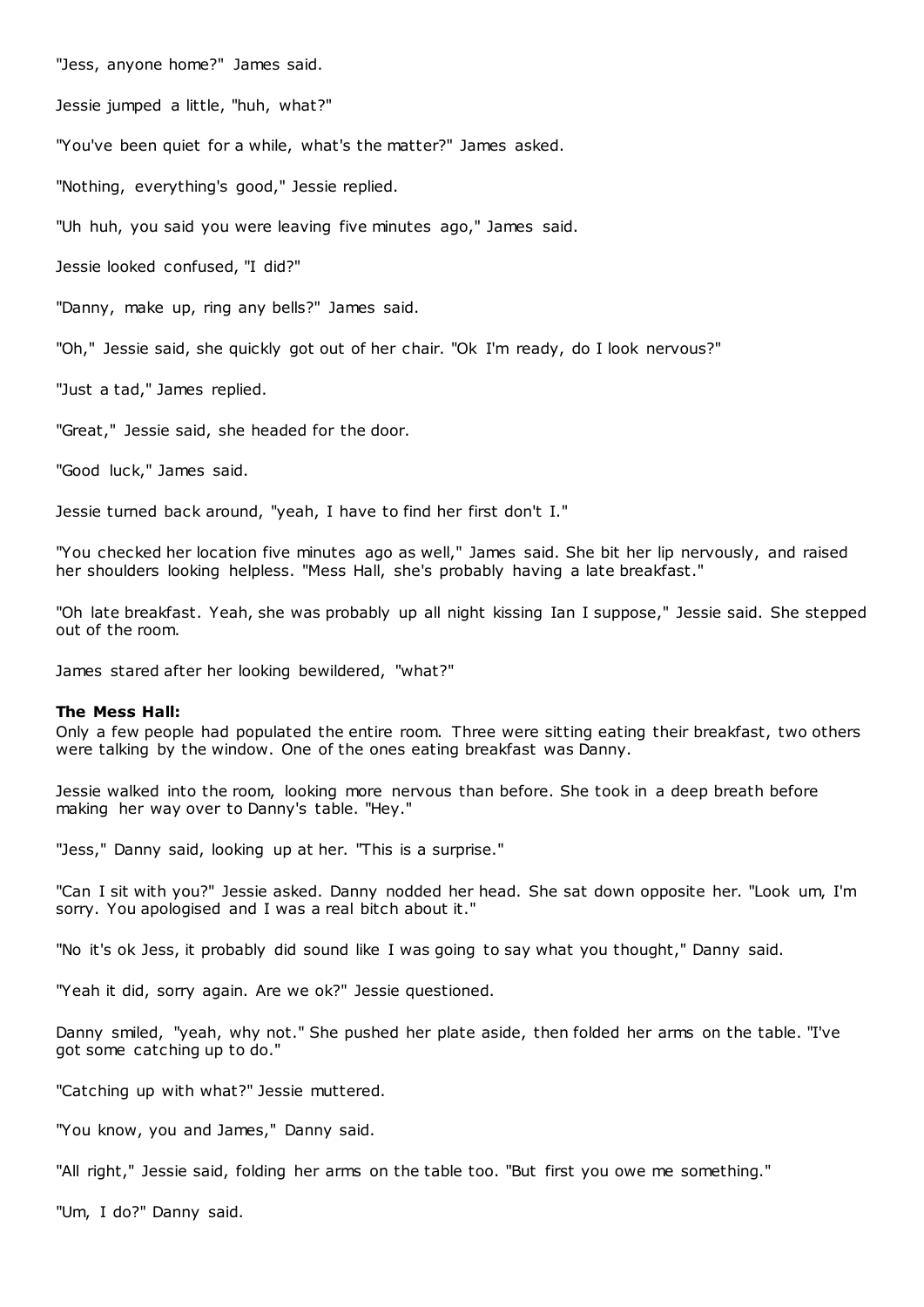"Jess, anyone home?" James said.

Jessie jumped a little, "huh, what?"

"You've been quiet for a while, what's the matter?" James asked.

"Nothing, everything's good," Jessie replied.

"Uh huh, you said you were leaving five minutes ago," James said.

Jessie looked confused, "I did?"

"Danny, make up, ring any bells?" James said.

"Oh," Jessie said, she quickly got out of her chair. "Ok I'm ready, do I look nervous?"

"Just a tad," James replied.

"Great," Jessie said, she headed for the door.

"Good luck," James said.

Jessie turned back around, "yeah, I have to find her first don't I."

"You checked her location five minutes ago as well," James said. She bit her lip nervously, and raised her shoulders looking helpless. "Mess Hall, she's probably having a late breakfast."

"Oh late breakfast. Yeah, she was probably up all night kissing Ian I suppose," Jessie said. She stepped out of the room.

James stared after her looking bewildered, "what?"

**The Mess Hall:**
Only a few people had populated the entire room. Three were sitting eating their breakfast, two others were talking by the window. One of the ones eating breakfast was Danny.

Jessie walked into the room, looking more nervous than before. She took in a deep breath before making her way over to Danny's table. "Hey."

"Jess," Danny said, looking up at her. "This is a surprise."

"Can I sit with you?" Jessie asked. Danny nodded her head. She sat down opposite her. "Look um, I'm sorry. You apologised and I was a real bitch about it."

"No it's ok Jess, it probably did sound like I was going to say what you thought," Danny said.

"Yeah it did, sorry again. Are we ok?" Jessie questioned.

Danny smiled, "yeah, why not." She pushed her plate aside, then folded her arms on the table. "I've got some catching up to do."

"Catching up with what?" Jessie muttered.

"You know, you and James," Danny said.

"All right," Jessie said, folding her arms on the table too. "But first you owe me something."

"Um, I do?" Danny said.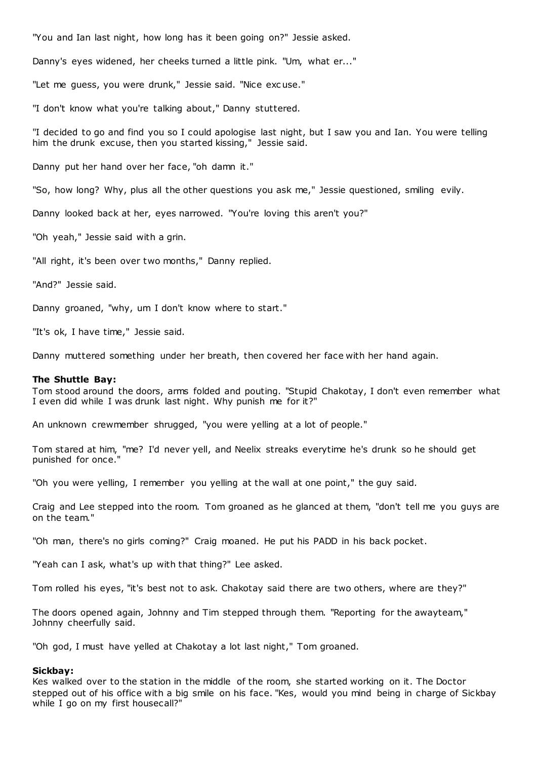"You and Ian last night, how long has it been going on?" Jessie asked.

Danny's eyes widened, her cheeks turned a little pink. "Um, what er..."

"Let me guess, you were drunk," Jessie said. "Nice excuse."

"I don't know what you're talking about," Danny stuttered.

"I decided to go and find you so I could apologise last night, but I saw you and Ian. You were telling him the drunk excuse, then you started kissing," Jessie said.

Danny put her hand over her face, "oh damn it."

"So, how long? Why, plus all the other questions you ask me," Jessie questioned, smiling evily.

Danny looked back at her, eyes narrowed. "You're loving this aren't you?"

"Oh yeah," Jessie said with a grin.

"All right, it's been over two months," Danny replied.

"And?" Jessie said.

Danny groaned, "why, um I don't know where to start."

"It's ok, I have time," Jessie said.

Danny muttered something under her breath, then covered her face with her hand again.

**The Shuttle Bay:**
Tom stood around the doors, arms folded and pouting. "Stupid Chakotay, I don't even remember what I even did while I was drunk last night. Why punish me for it?"

An unknown crewmember shrugged, "you were yelling at a lot of people."

Tom stared at him, "me? I'd never yell, and Neelix streaks everytime he's drunk so he should get punished for once."

"Oh you were yelling, I remember you yelling at the wall at one point," the guy said.

Craig and Lee stepped into the room. Tom groaned as he glanced at them, "don't tell me you guys are on the team."

"Oh man, there's no girls coming?" Craig moaned. He put his PADD in his back pocket.

"Yeah can I ask, what's up with that thing?" Lee asked.

Tom rolled his eyes, "it's best not to ask. Chakotay said there are two others, where are they?"

The doors opened again, Johnny and Tim stepped through them. "Reporting for the awayteam," Johnny cheerfully said.

"Oh god, I must have yelled at Chakotay a lot last night," Tom groaned.

**Sickbay:**
Kes walked over to the station in the middle of the room, she started working on it. The Doctor stepped out of his office with a big smile on his face. "Kes, would you mind being in charge of Sickbay while I go on my first housecall?"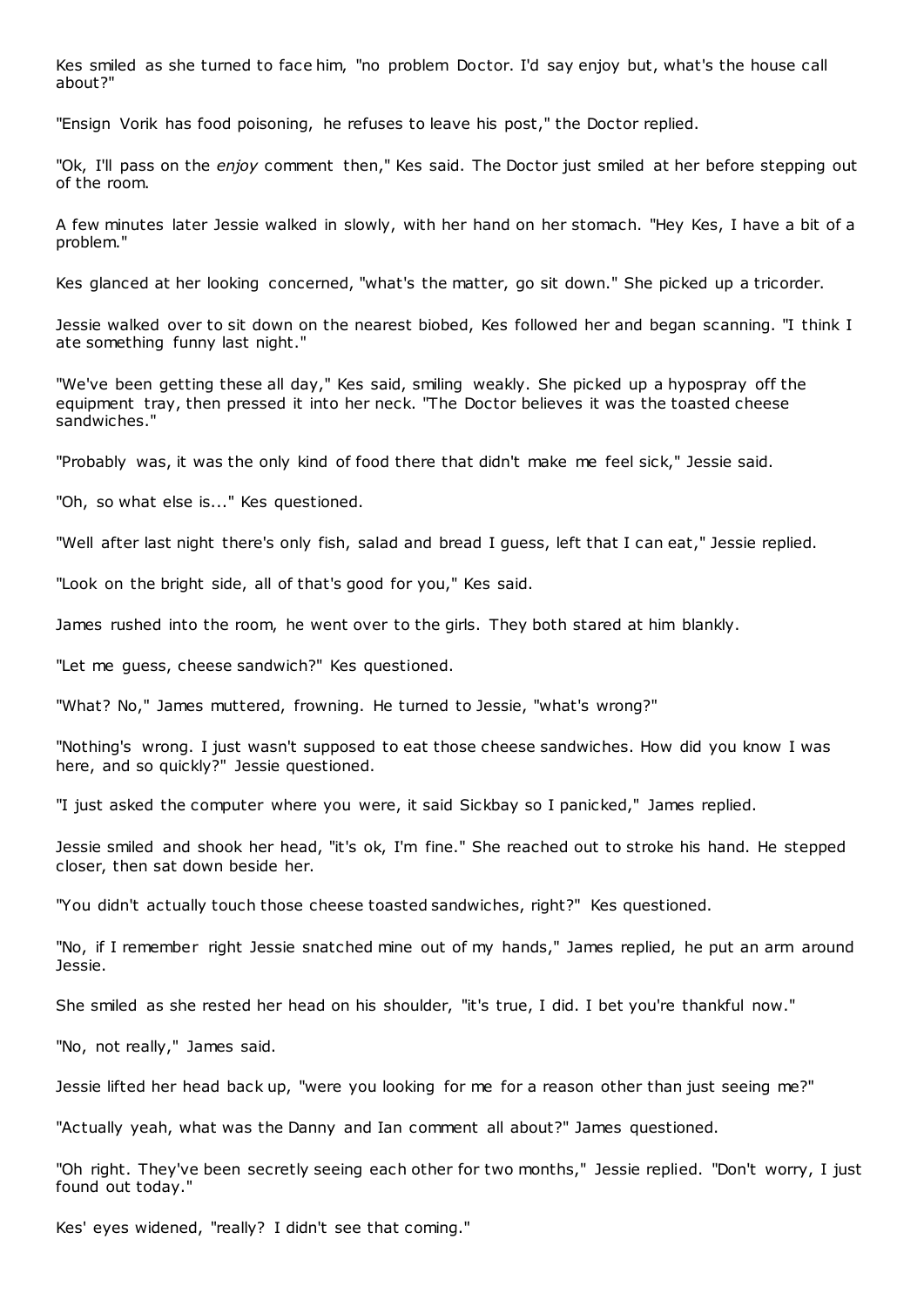Kes smiled as she turned to face him, "no problem Doctor. I'd say enjoy but, what's the house call about?"

"Ensign Vorik has food poisoning, he refuses to leave his post," the Doctor replied.

"Ok, I'll pass on the *enjoy* comment then," Kes said. The Doctor just smiled at her before stepping out of the room.

A few minutes later Jessie walked in slowly, with her hand on her stomach. "Hey Kes, I have a bit of a problem."

Kes glanced at her looking concerned, "what's the matter, go sit down." She picked up a tricorder.

Jessie walked over to sit down on the nearest biobed, Kes followed her and began scanning. "I think I ate something funny last night."

"We've been getting these all day," Kes said, smiling weakly. She picked up a hypospray off the equipment tray, then pressed it into her neck. "The Doctor believes it was the toasted cheese sandwiches."

"Probably was, it was the only kind of food there that didn't make me feel sick," Jessie said.

"Oh, so what else is..." Kes questioned.

"Well after last night there's only fish, salad and bread I guess, left that I can eat," Jessie replied.

"Look on the bright side, all of that's good for you," Kes said.

James rushed into the room, he went over to the girls. They both stared at him blankly.

"Let me guess, cheese sandwich?" Kes questioned.

"What? No," James muttered, frowning. He turned to Jessie, "what's wrong?"

"Nothing's wrong. I just wasn't supposed to eat those cheese sandwiches. How did you know I was here, and so quickly?" Jessie questioned.

"I just asked the computer where you were, it said Sickbay so I panicked," James replied.

Jessie smiled and shook her head, "it's ok, I'm fine." She reached out to stroke his hand. He stepped closer, then sat down beside her.

"You didn't actually touch those cheese toasted sandwiches, right?" Kes questioned.

"No, if I remember right Jessie snatched mine out of my hands," James replied, he put an arm around Jessie.

She smiled as she rested her head on his shoulder, "it's true, I did. I bet you're thankful now."

"No, not really," James said.

Jessie lifted her head back up, "were you looking for me for a reason other than just seeing me?"

"Actually yeah, what was the Danny and Ian comment all about?" James questioned.

"Oh right. They've been secretly seeing each other for two months," Jessie replied. "Don't worry, I just found out today."

Kes' eyes widened, "really? I didn't see that coming."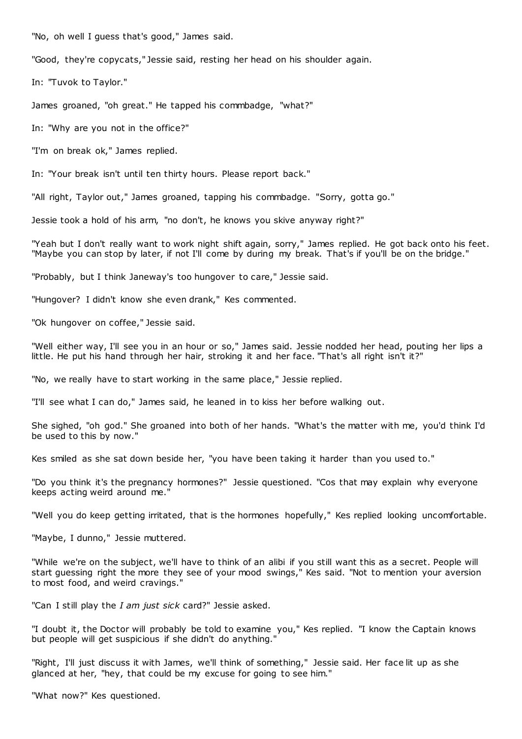"No, oh well I guess that's good," James said.

"Good, they're copycats," Jessie said, resting her head on his shoulder again.

In: "Tuvok to Taylor."

James groaned, "oh great." He tapped his commbadge, "what?"

In: "Why are you not in the office?"

"I'm on break ok," James replied.

In: "Your break isn't until ten thirty hours. Please report back."

"All right, Taylor out," James groaned, tapping his commbadge. "Sorry, gotta go."

Jessie took a hold of his arm, "no don't, he knows you skive anyway right?"

"Yeah but I don't really want to work night shift again, sorry," James replied. He got back onto his feet. "Maybe you can stop by later, if not I'll come by during my break. That's if you'll be on the bridge."

"Probably, but I think Janeway's too hungover to care," Jessie said.

"Hungover? I didn't know she even drank," Kes commented.

"Ok hungover on coffee," Jessie said.

"Well either way, I'll see you in an hour or so," James said. Jessie nodded her head, pouting her lips a little. He put his hand through her hair, stroking it and her face. "That's all right isn't it?"

"No, we really have to start working in the same place," Jessie replied.

"I'll see what I can do," James said, he leaned in to kiss her before walking out.

She sighed, "oh god." She groaned into both of her hands. "What's the matter with me, you'd think I'd be used to this by now."

Kes smiled as she sat down beside her, "you have been taking it harder than you used to."

"Do you think it's the pregnancy hormones?" Jessie questioned. "Cos that may explain why everyone keeps acting weird around me."

"Well you do keep getting irritated, that is the hormones hopefully," Kes replied looking uncomfortable.

"Maybe, I dunno," Jessie muttered.

"While we're on the subject, we'll have to think of an alibi if you still want this as a secret. People will start guessing right the more they see of your mood swings," Kes said. "Not to mention your aversion to most food, and weird cravings."

"Can I still play the *I am just sick* card?" Jessie asked.

"I doubt it, the Doctor will probably be told to examine you," Kes replied. "I know the Captain knows but people will get suspicious if she didn't do anything."

"Right, I'll just discuss it with James, we'll think of something," Jessie said. Her face lit up as she glanced at her, "hey, that could be my excuse for going to see him."

"What now?" Kes questioned.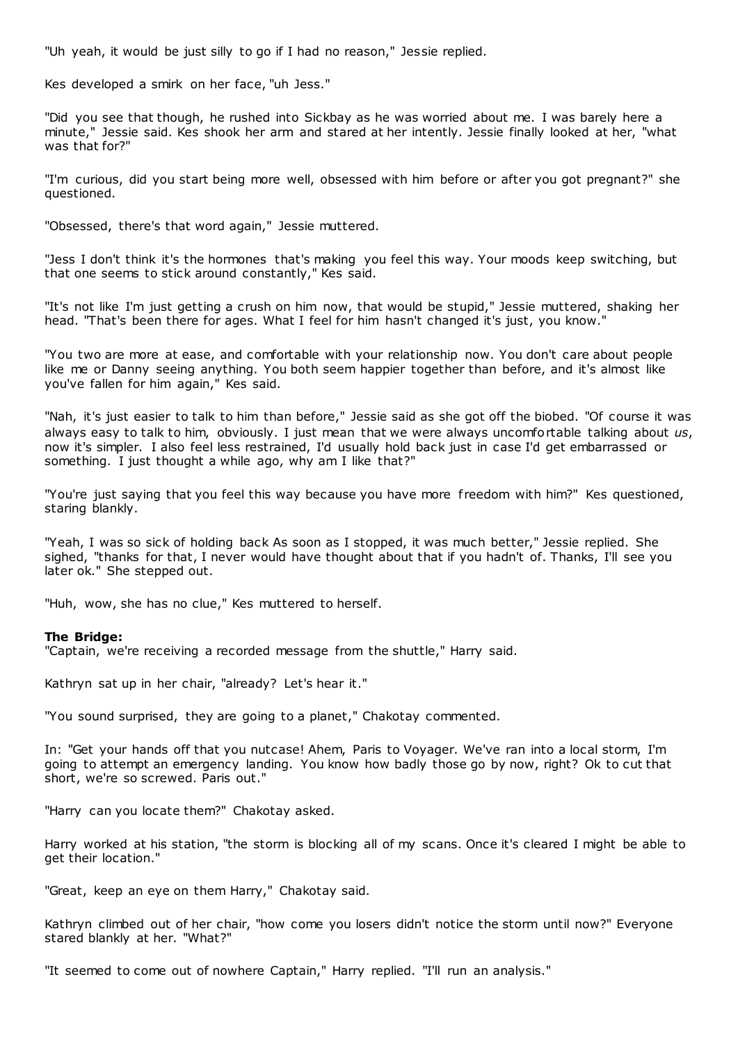"Uh yeah, it would be just silly to go if I had no reason," Jessie replied.

Kes developed a smirk on her face, "uh Jess."

"Did you see that though, he rushed into Sickbay as he was worried about me. I was barely here a minute," Jessie said. Kes shook her arm and stared at her intently. Jessie finally looked at her, "what was that for?"

"I'm curious, did you start being more well, obsessed with him before or after you got pregnant?" she questioned.

"Obsessed, there's that word again," Jessie muttered.

"Jess I don't think it's the hormones that's making you feel this way. Your moods keep switching, but that one seems to stick around constantly," Kes said.

"It's not like I'm just getting a crush on him now, that would be stupid," Jessie muttered, shaking her head. "That's been there for ages. What I feel for him hasn't changed it's just, you know."

"You two are more at ease, and comfortable with your relationship now. You don't care about people like me or Danny seeing anything. You both seem happier together than before, and it's almost like you've fallen for him again," Kes said.

"Nah, it's just easier to talk to him than before," Jessie said as she got off the biobed. "Of course it was always easy to talk to him, obviously. I just mean that we were always uncomfortable talking about *us*, now it's simpler. I also feel less restrained, I'd usually hold back just in case I'd get embarrassed or something. I just thought a while ago, why am I like that?"

"You're just saying that you feel this way because you have more freedom with him?" Kes questioned, staring blankly.

"Yeah, I was so sick of holding back As soon as I stopped, it was much better," Jessie replied. She sighed, "thanks for that, I never would have thought about that if you hadn't of. Thanks, I'll see you later ok." She stepped out.

"Huh, wow, she has no clue," Kes muttered to herself.

**The Bridge:**
"Captain, we're receiving a recorded message from the shuttle," Harry said.

Kathryn sat up in her chair, "already? Let's hear it."

"You sound surprised, they are going to a planet," Chakotay commented.

In: "Get your hands off that you nutcase! Ahem, Paris to Voyager. We've ran into a local storm, I'm going to attempt an emergency landing. You know how badly those go by now, right? Ok to cut that short, we're so screwed. Paris out."

"Harry can you locate them?" Chakotay asked.

Harry worked at his station, "the storm is blocking all of my scans. Once it's cleared I might be able to get their location."

"Great, keep an eye on them Harry," Chakotay said.

Kathryn climbed out of her chair, "how come you losers didn't notice the storm until now?" Everyone stared blankly at her. "What?"

"It seemed to come out of nowhere Captain," Harry replied. "I'll run an analysis."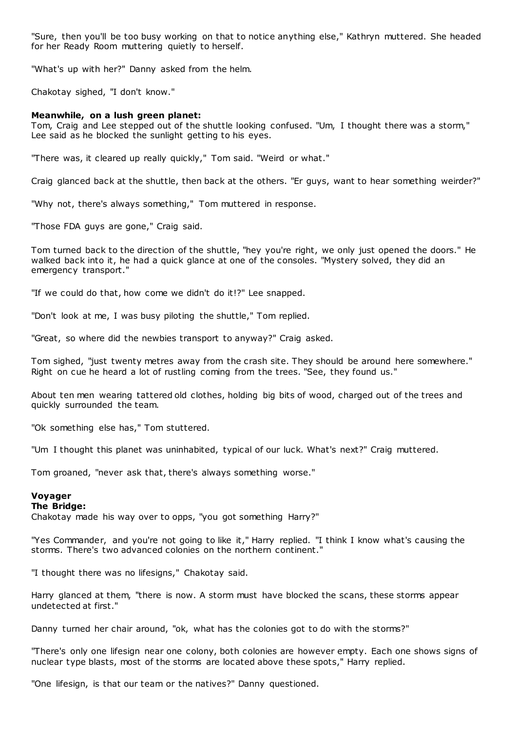"Sure, then you'll be too busy working on that to notice anything else," Kathryn muttered. She headed for her Ready Room muttering quietly to herself.

"What's up with her?" Danny asked from the helm.

Chakotay sighed, "I don't know."

**Meanwhile, on a lush green planet:**
Tom, Craig and Lee stepped out of the shuttle looking confused. "Um, I thought there was a storm," Lee said as he blocked the sunlight getting to his eyes.

"There was, it cleared up really quickly," Tom said. "Weird or what."

Craig glanced back at the shuttle, then back at the others. "Er guys, want to hear something weirder?"

"Why not, there's always something," Tom muttered in response.

"Those FDA guys are gone," Craig said.

Tom turned back to the direction of the shuttle, "hey you're right, we only just opened the doors." He walked back into it, he had a quick glance at one of the consoles. "Mystery solved, they did an emergency transport."

"If we could do that, how come we didn't do it!?" Lee snapped.

"Don't look at me, I was busy piloting the shuttle," Tom replied.

"Great, so where did the newbies transport to anyway?" Craig asked.

Tom sighed, "just twenty metres away from the crash site. They should be around here somewhere." Right on cue he heard a lot of rustling coming from the trees. "See, they found us."

About ten men wearing tattered old clothes, holding big bits of wood, charged out of the trees and quickly surrounded the team.

"Ok something else has," Tom stuttered.

"Um I thought this planet was uninhabited, typical of our luck. What's next?" Craig muttered.

Tom groaned, "never ask that, there's always something worse."

**Voyager**
**The Bridge:**
Chakotay made his way over to opps, "you got something Harry?"

"Yes Commander, and you're not going to like it," Harry replied. "I think I know what's causing the storms. There's two advanced colonies on the northern continent."

"I thought there was no lifesigns," Chakotay said.

Harry glanced at them, "there is now. A storm must have blocked the scans, these storms appear undetected at first."

Danny turned her chair around, "ok, what has the colonies got to do with the storms?"

"There's only one lifesign near one colony, both colonies are however empty. Each one shows signs of nuclear type blasts, most of the storms are located above these spots," Harry replied.

"One lifesign, is that our team or the natives?" Danny questioned.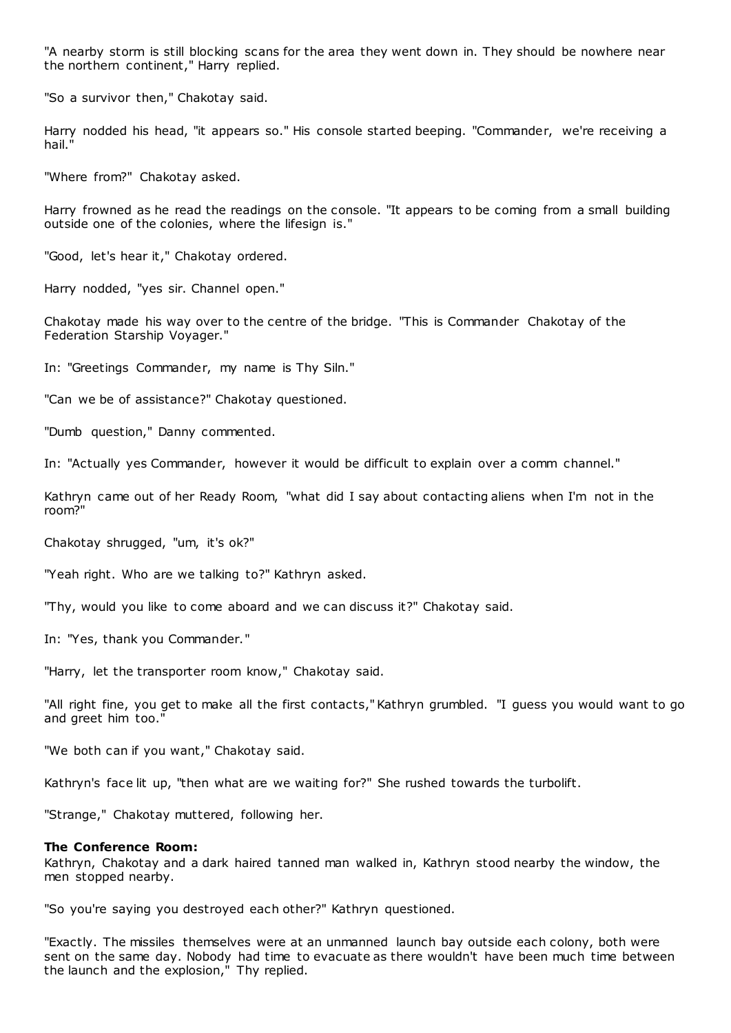"A nearby storm is still blocking scans for the area they went down in. They should be nowhere near the northern continent," Harry replied.

"So a survivor then," Chakotay said.

Harry nodded his head, "it appears so." His console started beeping. "Commander, we're receiving a hail."

"Where from?" Chakotay asked.

Harry frowned as he read the readings on the console. "It appears to be coming from a small building outside one of the colonies, where the lifesign is."

"Good, let's hear it," Chakotay ordered.

Harry nodded, "yes sir. Channel open."

Chakotay made his way over to the centre of the bridge. "This is Commander Chakotay of the Federation Starship Voyager."

In: "Greetings Commander, my name is Thy Siln."

"Can we be of assistance?" Chakotay questioned.

"Dumb question," Danny commented.

In: "Actually yes Commander, however it would be difficult to explain over a comm channel."

Kathryn came out of her Ready Room, "what did I say about contacting aliens when I'm not in the room?"

Chakotay shrugged, "um, it's ok?"

"Yeah right. Who are we talking to?" Kathryn asked.

"Thy, would you like to come aboard and we can discuss it?" Chakotay said.

In: "Yes, thank you Commander."

"Harry, let the transporter room know," Chakotay said.

"All right fine, you get to make all the first contacts," Kathryn grumbled. "I guess you would want to go and greet him too."

"We both can if you want," Chakotay said.

Kathryn's face lit up, "then what are we waiting for?" She rushed towards the turbolift.

"Strange," Chakotay muttered, following her.

**The Conference Room:**
Kathryn, Chakotay and a dark haired tanned man walked in, Kathryn stood nearby the window, the men stopped nearby.

"So you're saying you destroyed each other?" Kathryn questioned.

"Exactly. The missiles themselves were at an unmanned launch bay outside each colony, both were sent on the same day. Nobody had time to evacuate as there wouldn't have been much time between the launch and the explosion," Thy replied.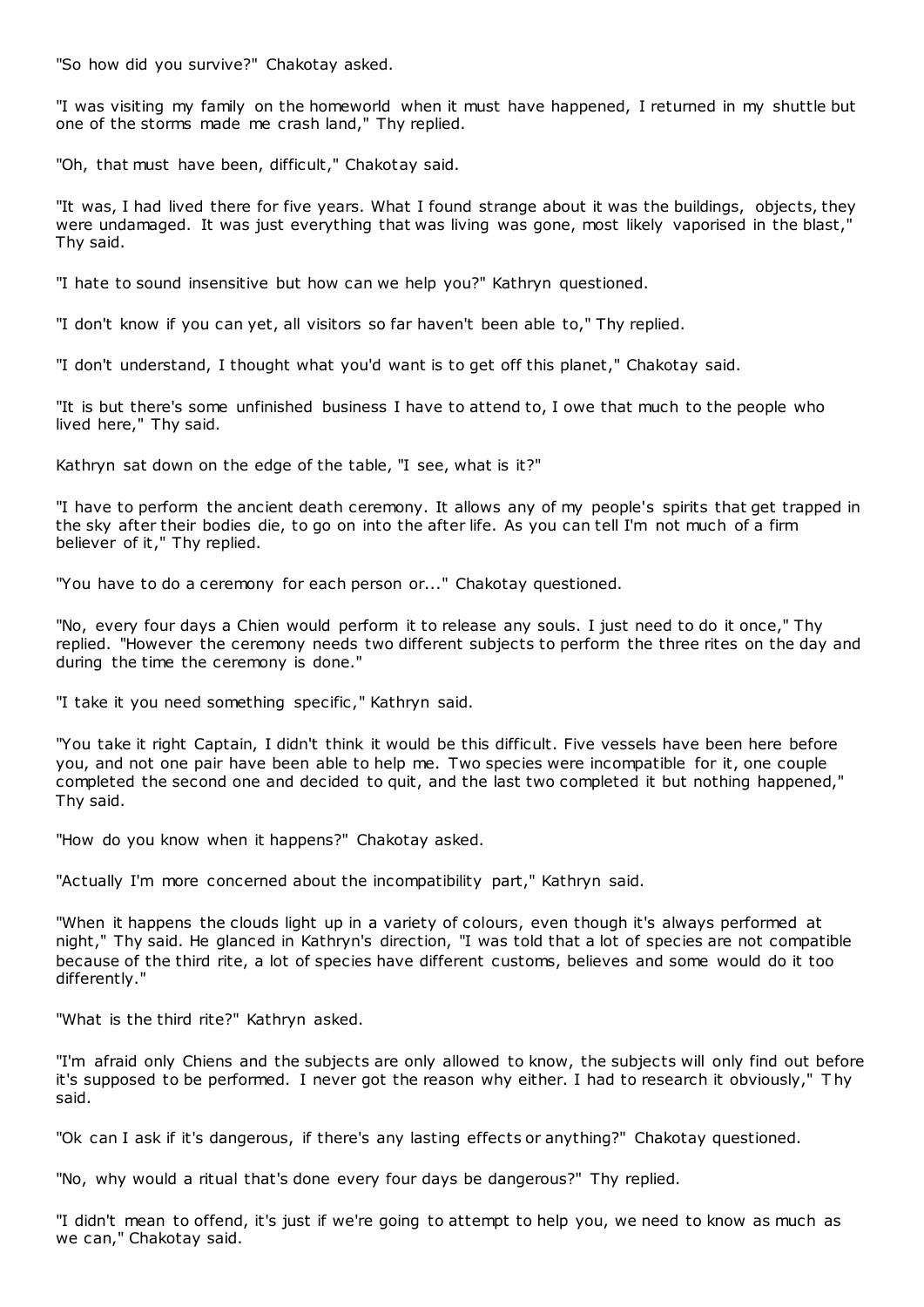"So how did you survive?" Chakotay asked.

"I was visiting my family on the homeworld when it must have happened, I returned in my shuttle but one of the storms made me crash land," Thy replied.

"Oh, that must have been, difficult," Chakotay said.

"It was, I had lived there for five years. What I found strange about it was the buildings, objects, they were undamaged. It was just everything that was living was gone, most likely vaporised in the blast," Thy said.

"I hate to sound insensitive but how can we help you?" Kathryn questioned.

"I don't know if you can yet, all visitors so far haven't been able to," Thy replied.

"I don't understand, I thought what you'd want is to get off this planet," Chakotay said.

"It is but there's some unfinished business I have to attend to, I owe that much to the people who lived here," Thy said.

Kathryn sat down on the edge of the table, "I see, what is it?"

"I have to perform the ancient death ceremony. It allows any of my people's spirits that get trapped in the sky after their bodies die, to go on into the after life. As you can tell I'm not much of a firm believer of it," Thy replied.

"You have to do a ceremony for each person or..." Chakotay questioned.

"No, every four days a Chien would perform it to release any souls. I just need to do it once," Thy replied. "However the ceremony needs two different subjects to perform the three rites on the day and during the time the ceremony is done."

"I take it you need something specific," Kathryn said.

"You take it right Captain, I didn't think it would be this difficult. Five vessels have been here before you, and not one pair have been able to help me. Two species were incompatible for it, one couple completed the second one and decided to quit, and the last two completed it but nothing happened," Thy said.

"How do you know when it happens?" Chakotay asked.

"Actually I'm more concerned about the incompatibility part," Kathryn said.

"When it happens the clouds light up in a variety of colours, even though it's always performed at night," Thy said. He glanced in Kathryn's direction, "I was told that a lot of species are not compatible because of the third rite, a lot of species have different customs, believes and some would do it too differently."

"What is the third rite?" Kathryn asked.

"I'm afraid only Chiens and the subjects are only allowed to know, the subjects will only find out before it's supposed to be performed. I never got the reason why either. I had to research it obviously," Thy said.

"Ok can I ask if it's dangerous, if there's any lasting effects or anything?" Chakotay questioned.

"No, why would a ritual that's done every four days be dangerous?" Thy replied.

"I didn't mean to offend, it's just if we're going to attempt to help you, we need to know as much as we can," Chakotay said.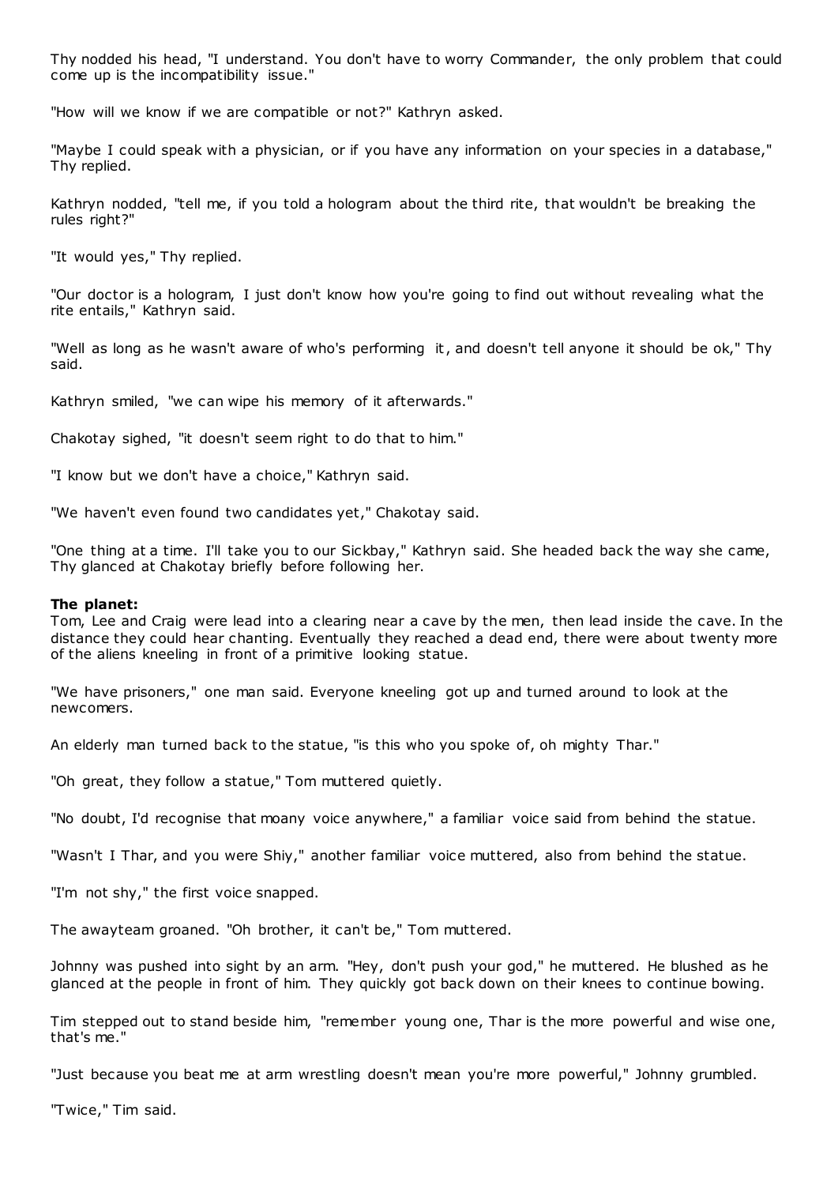Thy nodded his head, "I understand. You don't have to worry Commander, the only problem that could come up is the incompatibility issue."

"How will we know if we are compatible or not?" Kathryn asked.

"Maybe I could speak with a physician, or if you have any information on your species in a database," Thy replied.

Kathryn nodded, "tell me, if you told a hologram about the third rite, that wouldn't be breaking the rules right?"

"It would yes," Thy replied.

"Our doctor is a hologram, I just don't know how you're going to find out without revealing what the rite entails," Kathryn said.

"Well as long as he wasn't aware of who's performing it, and doesn't tell anyone it should be ok," Thy said.

Kathryn smiled, "we can wipe his memory of it afterwards."

Chakotay sighed, "it doesn't seem right to do that to him."

"I know but we don't have a choice," Kathryn said.

"We haven't even found two candidates yet," Chakotay said.

"One thing at a time. I'll take you to our Sickbay," Kathryn said. She headed back the way she came, Thy glanced at Chakotay briefly before following her.

**The planet:**
Tom, Lee and Craig were lead into a clearing near a cave by the men, then lead inside the cave. In the distance they could hear chanting. Eventually they reached a dead end, there were about twenty more of the aliens kneeling in front of a primitive looking statue.

"We have prisoners," one man said. Everyone kneeling got up and turned around to look at the newcomers.

An elderly man turned back to the statue, "is this who you spoke of, oh mighty Thar."

"Oh great, they follow a statue," Tom muttered quietly.

"No doubt, I'd recognise that moany voice anywhere," a familiar voice said from behind the statue.

"Wasn't I Thar, and you were Shiy," another familiar voice muttered, also from behind the statue.

"I'm not shy," the first voice snapped.

The awayteam groaned. "Oh brother, it can't be," Tom muttered.

Johnny was pushed into sight by an arm. "Hey, don't push your god," he muttered. He blushed as he glanced at the people in front of him. They quickly got back down on their knees to continue bowing.

Tim stepped out to stand beside him, "remember young one, Thar is the more powerful and wise one, that's me."

"Just because you beat me at arm wrestling doesn't mean you're more powerful," Johnny grumbled.

"Twice," Tim said.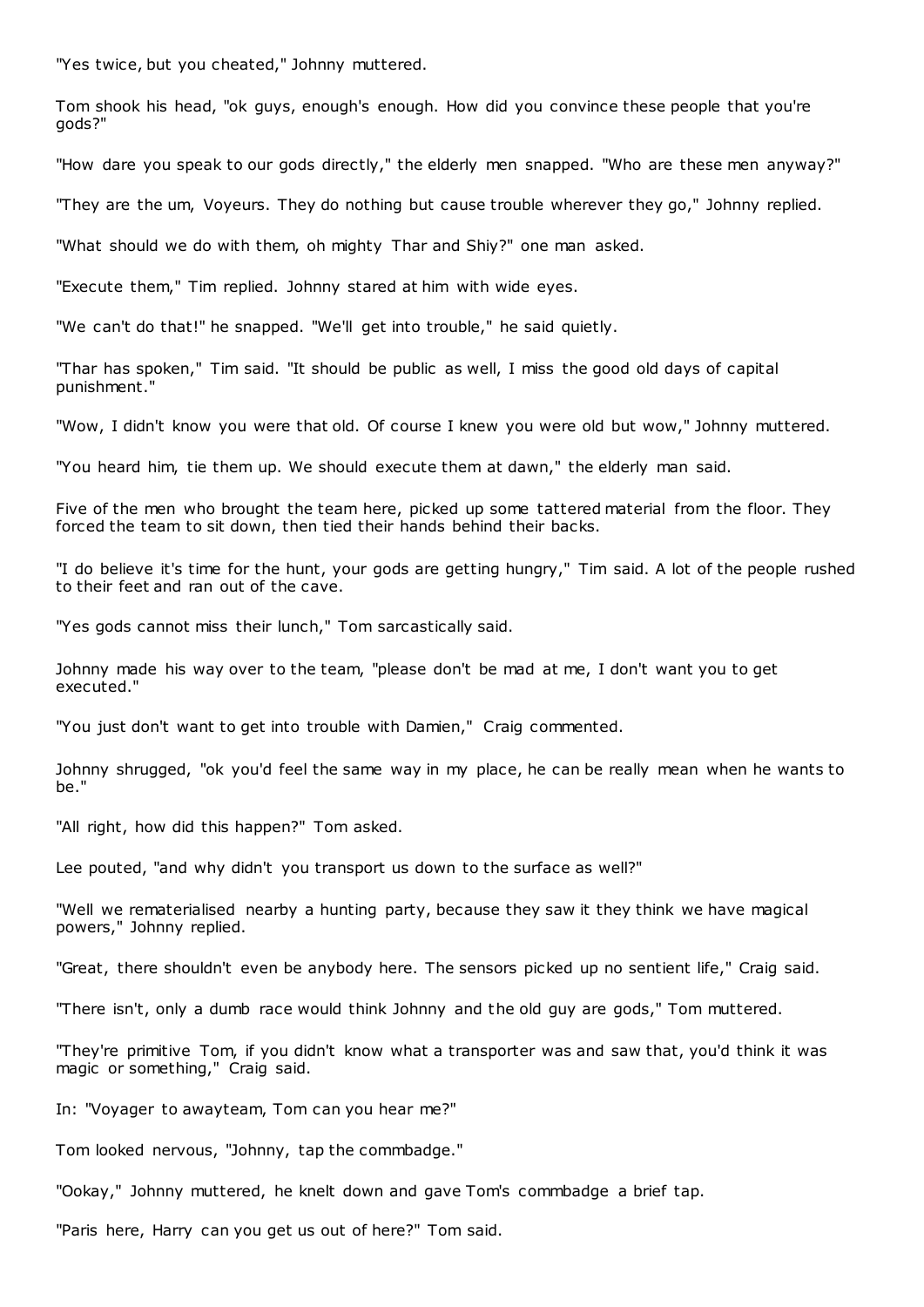"Yes twice, but you cheated," Johnny muttered.

Tom shook his head, "ok guys, enough's enough. How did you convince these people that you're gods?"

"How dare you speak to our gods directly," the elderly men snapped. "Who are these men anyway?"

"They are the um, Voyeurs. They do nothing but cause trouble wherever they go," Johnny replied.

"What should we do with them, oh mighty Thar and Shiy?" one man asked.

"Execute them," Tim replied. Johnny stared at him with wide eyes.

"We can't do that!" he snapped. "We'll get into trouble," he said quietly.

"Thar has spoken," Tim said. "It should be public as well, I miss the good old days of capital punishment."

"Wow, I didn't know you were that old. Of course I knew you were old but wow," Johnny muttered.

"You heard him, tie them up. We should execute them at dawn," the elderly man said.

Five of the men who brought the team here, picked up some tattered material from the floor. They forced the team to sit down, then tied their hands behind their backs.

"I do believe it's time for the hunt, your gods are getting hungry," Tim said. A lot of the people rushed to their feet and ran out of the cave.

"Yes gods cannot miss their lunch," Tom sarcastically said.

Johnny made his way over to the team, "please don't be mad at me, I don't want you to get executed."

"You just don't want to get into trouble with Damien," Craig commented.

Johnny shrugged, "ok you'd feel the same way in my place, he can be really mean when he wants to be."

"All right, how did this happen?" Tom asked.

Lee pouted, "and why didn't you transport us down to the surface as well?"

"Well we rematerialised nearby a hunting party, because they saw it they think we have magical powers," Johnny replied.

"Great, there shouldn't even be anybody here. The sensors picked up no sentient life," Craig said.

"There isn't, only a dumb race would think Johnny and the old guy are gods," Tom muttered.

"They're primitive Tom, if you didn't know what a transporter was and saw that, you'd think it was magic or something," Craig said.

In: "Voyager to awayteam, Tom can you hear me?"

Tom looked nervous, "Johnny, tap the commbadge."

"Ookay," Johnny muttered, he knelt down and gave Tom's commbadge a brief tap.

"Paris here, Harry can you get us out of here?" Tom said.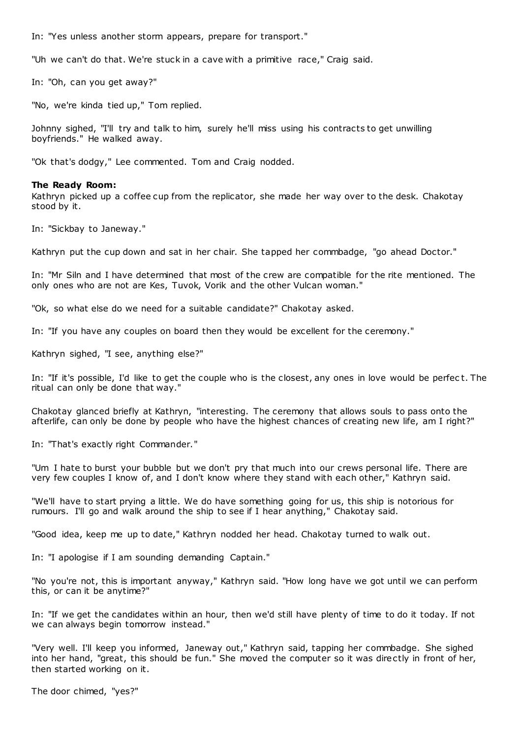In: "Yes unless another storm appears, prepare for transport."

"Uh we can't do that. We're stuck in a cave with a primitive race," Craig said.

In: "Oh, can you get away?"

"No, we're kinda tied up," Tom replied.

Johnny sighed, "I'll try and talk to him, surely he'll miss using his contracts to get unwilling boyfriends." He walked away.

"Ok that's dodgy," Lee commented. Tom and Craig nodded.

**The Ready Room:**
Kathryn picked up a coffee cup from the replicator, she made her way over to the desk. Chakotay stood by it.

In: "Sickbay to Janeway."

Kathryn put the cup down and sat in her chair. She tapped her commbadge, "go ahead Doctor."

In: "Mr Siln and I have determined that most of the crew are compatible for the rite mentioned. The only ones who are not are Kes, Tuvok, Vorik and the other Vulcan woman."

"Ok, so what else do we need for a suitable candidate?" Chakotay asked.

In: "If you have any couples on board then they would be excellent for the ceremony."

Kathryn sighed, "I see, anything else?"

In: "If it's possible, I'd like to get the couple who is the closest, any ones in love would be perfect. The ritual can only be done that way."

Chakotay glanced briefly at Kathryn, "interesting. The ceremony that allows souls to pass onto the afterlife, can only be done by people who have the highest chances of creating new life, am I right?"

In: "That's exactly right Commander."

"Um I hate to burst your bubble but we don't pry that much into our crews personal life. There are very few couples I know of, and I don't know where they stand with each other," Kathryn said.

"We'll have to start prying a little. We do have something going for us, this ship is notorious for rumours. I'll go and walk around the ship to see if I hear anything," Chakotay said.

"Good idea, keep me up to date," Kathryn nodded her head. Chakotay turned to walk out.

In: "I apologise if I am sounding demanding Captain."

"No you're not, this is important anyway," Kathryn said. "How long have we got until we can perform this, or can it be anytime?"

In: "If we get the candidates within an hour, then we'd still have plenty of time to do it today. If not we can always begin tomorrow instead."

"Very well. I'll keep you informed, Janeway out," Kathryn said, tapping her commbadge. She sighed into her hand, "great, this should be fun." She moved the computer so it was directly in front of her, then started working on it.

The door chimed, "yes?"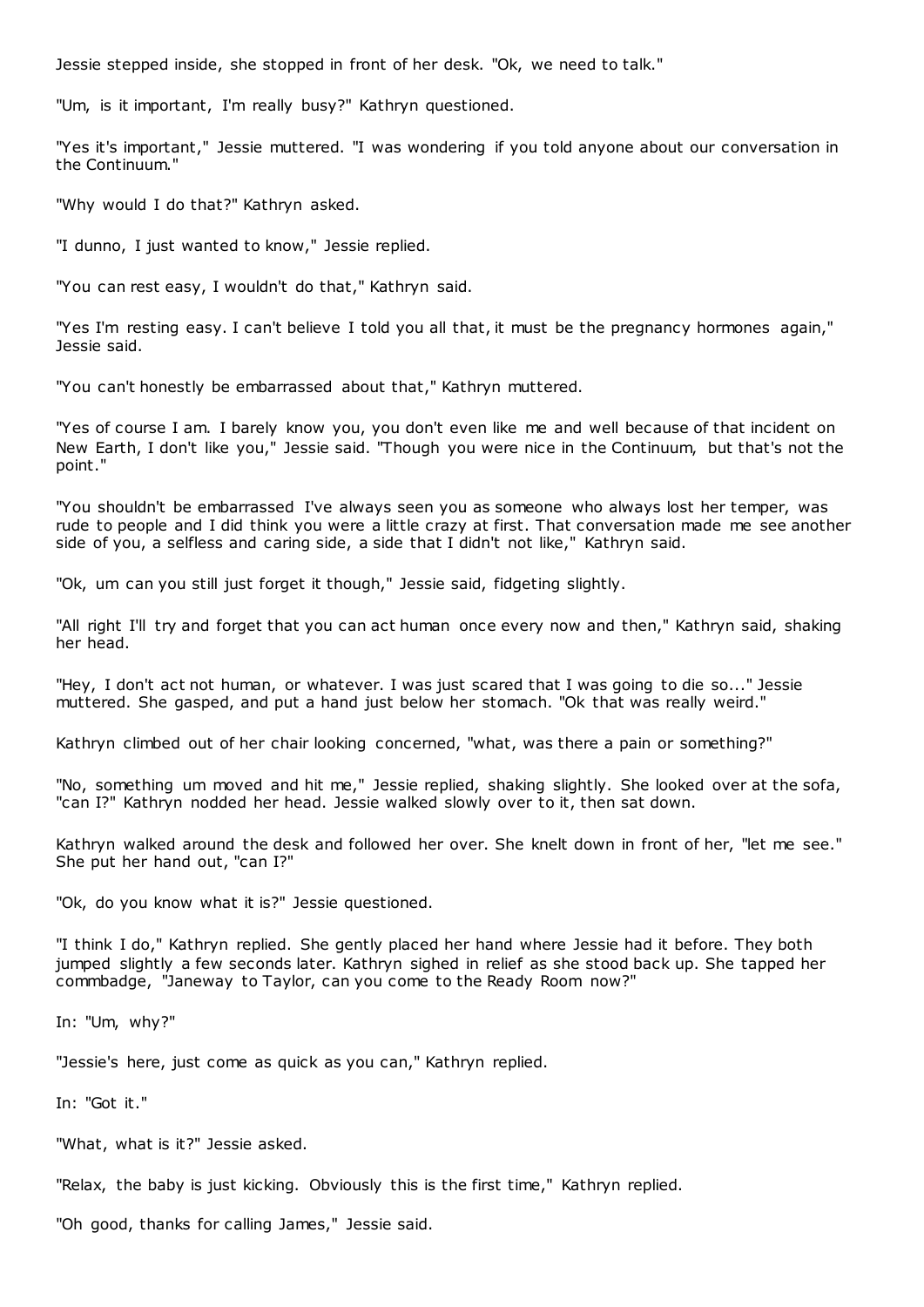Jessie stepped inside, she stopped in front of her desk. "Ok, we need to talk."

"Um, is it important, I'm really busy?" Kathryn questioned.

"Yes it's important," Jessie muttered. "I was wondering if you told anyone about our conversation in the Continuum."

"Why would I do that?" Kathryn asked.

"I dunno, I just wanted to know," Jessie replied.

"You can rest easy, I wouldn't do that," Kathryn said.

"Yes I'm resting easy. I can't believe I told you all that, it must be the pregnancy hormones again," Jessie said.

"You can't honestly be embarrassed about that," Kathryn muttered.

"Yes of course I am. I barely know you, you don't even like me and well because of that incident on New Earth, I don't like you," Jessie said. "Though you were nice in the Continuum, but that's not the point."

"You shouldn't be embarrassed I've always seen you as someone who always lost her temper, was rude to people and I did think you were a little crazy at first. That conversation made me see another side of you, a selfless and caring side, a side that I didn't not like," Kathryn said.

"Ok, um can you still just forget it though," Jessie said, fidgeting slightly.

"All right I'll try and forget that you can act human once every now and then," Kathryn said, shaking her head.

"Hey, I don't act not human, or whatever. I was just scared that I was going to die so..." Jessie muttered. She gasped, and put a hand just below her stomach. "Ok that was really weird."

Kathryn climbed out of her chair looking concerned, "what, was there a pain or something?"

"No, something um moved and hit me," Jessie replied, shaking slightly. She looked over at the sofa, "can I?" Kathryn nodded her head. Jessie walked slowly over to it, then sat down.

Kathryn walked around the desk and followed her over. She knelt down in front of her, "let me see." She put her hand out, "can I?"

"Ok, do you know what it is?" Jessie questioned.

"I think I do," Kathryn replied. She gently placed her hand where Jessie had it before. They both jumped slightly a few seconds later. Kathryn sighed in relief as she stood back up. She tapped her commbadge, "Janeway to Taylor, can you come to the Ready Room now?"

In: "Um, why?"

"Jessie's here, just come as quick as you can," Kathryn replied.

In: "Got it."

"What, what is it?" Jessie asked.

"Relax, the baby is just kicking. Obviously this is the first time," Kathryn replied.

"Oh good, thanks for calling James," Jessie said.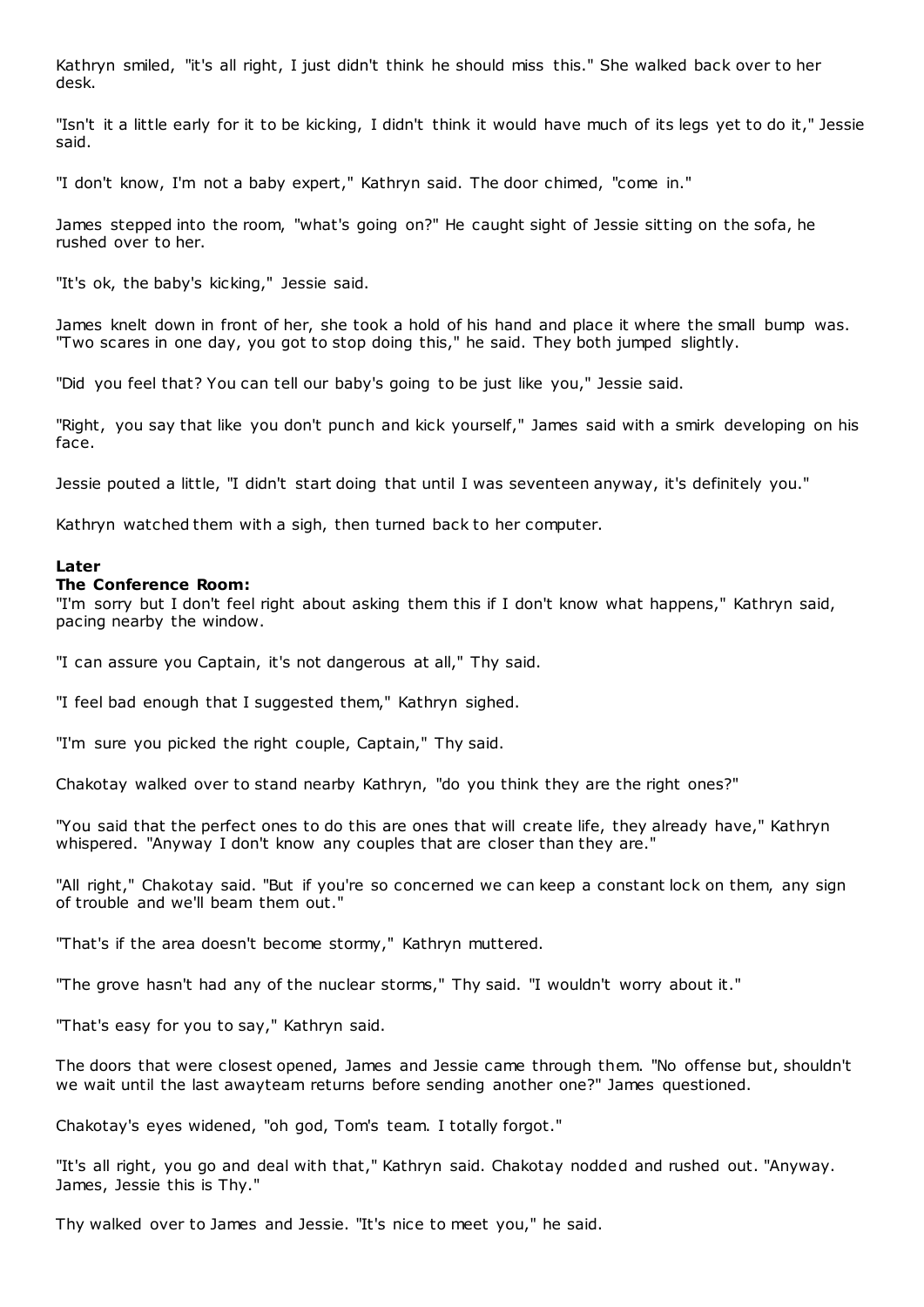Kathryn smiled, "it's all right, I just didn't think he should miss this." She walked back over to her desk.

"Isn't it a little early for it to be kicking, I didn't think it would have much of its legs yet to do it," Jessie said.

"I don't know, I'm not a baby expert," Kathryn said. The door chimed, "come in."

James stepped into the room, "what's going on?" He caught sight of Jessie sitting on the sofa, he rushed over to her.

"It's ok, the baby's kicking," Jessie said.

James knelt down in front of her, she took a hold of his hand and place it where the small bump was. "Two scares in one day, you got to stop doing this," he said. They both jumped slightly.

"Did you feel that? You can tell our baby's going to be just like you," Jessie said.

"Right, you say that like you don't punch and kick yourself," James said with a smirk developing on his face.

Jessie pouted a little, "I didn't start doing that until I was seventeen anyway, it's definitely you."

Kathryn watched them with a sigh, then turned back to her computer.

**Later**
**The Conference Room:**
"I'm sorry but I don't feel right about asking them this if I don't know what happens," Kathryn said, pacing nearby the window.

"I can assure you Captain, it's not dangerous at all," Thy said.

"I feel bad enough that I suggested them," Kathryn sighed.

"I'm sure you picked the right couple, Captain," Thy said.

Chakotay walked over to stand nearby Kathryn, "do you think they are the right ones?"

"You said that the perfect ones to do this are ones that will create life, they already have," Kathryn whispered. "Anyway I don't know any couples that are closer than they are."

"All right," Chakotay said. "But if you're so concerned we can keep a constant lock on them, any sign of trouble and we'll beam them out."

"That's if the area doesn't become stormy," Kathryn muttered.

"The grove hasn't had any of the nuclear storms," Thy said. "I wouldn't worry about it."

"That's easy for you to say," Kathryn said.

The doors that were closest opened, James and Jessie came through them. "No offense but, shouldn't we wait until the last awayteam returns before sending another one?" James questioned.

Chakotay's eyes widened, "oh god, Tom's team. I totally forgot."

"It's all right, you go and deal with that," Kathryn said. Chakotay nodded and rushed out. "Anyway. James, Jessie this is Thy."

Thy walked over to James and Jessie. "It's nice to meet you," he said.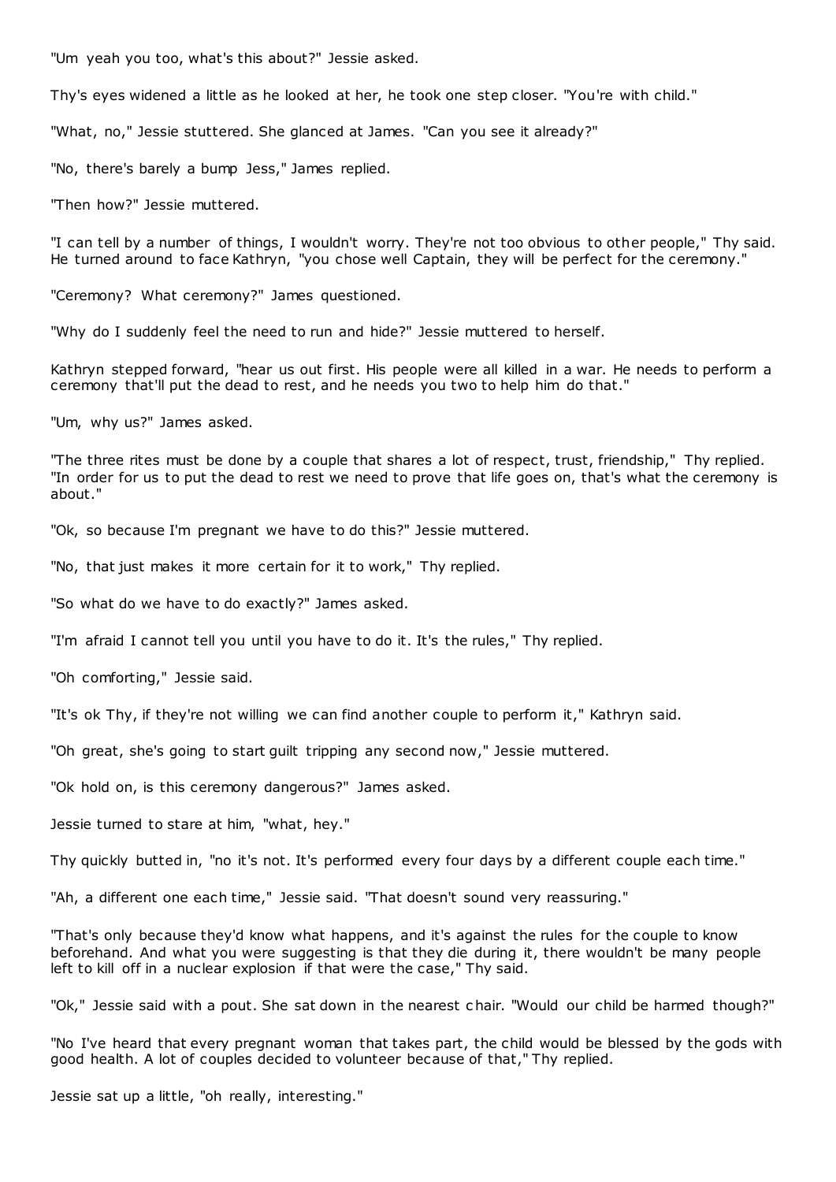"Um yeah you too, what's this about?" Jessie asked.

Thy's eyes widened a little as he looked at her, he took one step closer. "You're with child."

"What, no," Jessie stuttered. She glanced at James. "Can you see it already?"

"No, there's barely a bump Jess," James replied.

"Then how?" Jessie muttered.

"I can tell by a number of things, I wouldn't worry. They're not too obvious to other people," Thy said. He turned around to face Kathryn, "you chose well Captain, they will be perfect for the ceremony."

"Ceremony? What ceremony?" James questioned.

"Why do I suddenly feel the need to run and hide?" Jessie muttered to herself.

Kathryn stepped forward, "hear us out first. His people were all killed in a war. He needs to perform a ceremony that'll put the dead to rest, and he needs you two to help him do that."

"Um, why us?" James asked.

"The three rites must be done by a couple that shares a lot of respect, trust, friendship," Thy replied. "In order for us to put the dead to rest we need to prove that life goes on, that's what the ceremony is about."

"Ok, so because I'm pregnant we have to do this?" Jessie muttered.

"No, that just makes it more certain for it to work," Thy replied.

"So what do we have to do exactly?" James asked.

"I'm afraid I cannot tell you until you have to do it. It's the rules," Thy replied.

"Oh comforting," Jessie said.

"It's ok Thy, if they're not willing we can find another couple to perform it," Kathryn said.

"Oh great, she's going to start guilt tripping any second now," Jessie muttered.

"Ok hold on, is this ceremony dangerous?" James asked.

Jessie turned to stare at him, "what, hey."

Thy quickly butted in, "no it's not. It's performed every four days by a different couple each time."

"Ah, a different one each time," Jessie said. "That doesn't sound very reassuring."

"That's only because they'd know what happens, and it's against the rules for the couple to know beforehand. And what you were suggesting is that they die during it, there wouldn't be many people left to kill off in a nuclear explosion if that were the case," Thy said.

"Ok," Jessie said with a pout. She sat down in the nearest chair. "Would our child be harmed though?"

"No I've heard that every pregnant woman that takes part, the child would be blessed by the gods with good health. A lot of couples decided to volunteer because of that," Thy replied.

Jessie sat up a little, "oh really, interesting."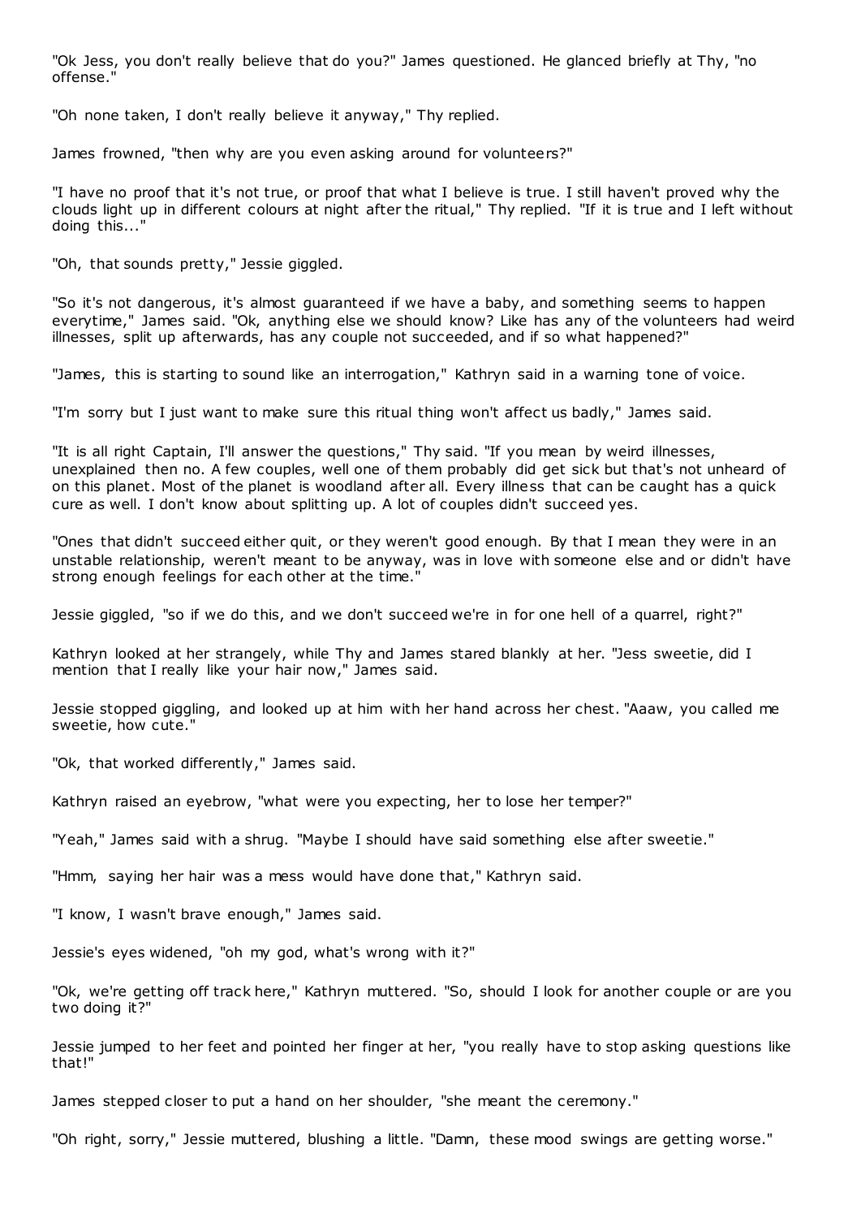"Ok Jess, you don't really believe that do you?" James questioned. He glanced briefly at Thy, "no offense."

"Oh none taken, I don't really believe it anyway," Thy replied.

James frowned, "then why are you even asking around for volunteers?"

"I have no proof that it's not true, or proof that what I believe is true. I still haven't proved why the clouds light up in different colours at night after the ritual," Thy replied. "If it is true and I left without doing this..."

"Oh, that sounds pretty," Jessie giggled.

"So it's not dangerous, it's almost guaranteed if we have a baby, and something seems to happen everytime," James said. "Ok, anything else we should know? Like has any of the volunteers had weird illnesses, split up afterwards, has any couple not succeeded, and if so what happened?"

"James, this is starting to sound like an interrogation," Kathryn said in a warning tone of voice.

"I'm sorry but I just want to make sure this ritual thing won't affect us badly," James said.

"It is all right Captain, I'll answer the questions," Thy said. "If you mean by weird illnesses, unexplained then no. A few couples, well one of them probably did get sick but that's not unheard of on this planet. Most of the planet is woodland after all. Every illness that can be caught has a quick cure as well. I don't know about splitting up. A lot of couples didn't succeed yes.

"Ones that didn't succeed either quit, or they weren't good enough. By that I mean they were in an unstable relationship, weren't meant to be anyway, was in love with someone else and or didn't have strong enough feelings for each other at the time."

Jessie giggled, "so if we do this, and we don't succeed we're in for one hell of a quarrel, right?"

Kathryn looked at her strangely, while Thy and James stared blankly at her. "Jess sweetie, did I mention that I really like your hair now," James said.

Jessie stopped giggling, and looked up at him with her hand across her chest. "Aaaw, you called me sweetie, how cute."

"Ok, that worked differently," James said.

Kathryn raised an eyebrow, "what were you expecting, her to lose her temper?"

"Yeah," James said with a shrug. "Maybe I should have said something else after sweetie."

"Hmm, saying her hair was a mess would have done that," Kathryn said.

"I know, I wasn't brave enough," James said.

Jessie's eyes widened, "oh my god, what's wrong with it?"

"Ok, we're getting off track here," Kathryn muttered. "So, should I look for another couple or are you two doing it?"

Jessie jumped to her feet and pointed her finger at her, "you really have to stop asking questions like that!"

James stepped closer to put a hand on her shoulder, "she meant the ceremony."

"Oh right, sorry," Jessie muttered, blushing a little. "Damn, these mood swings are getting worse."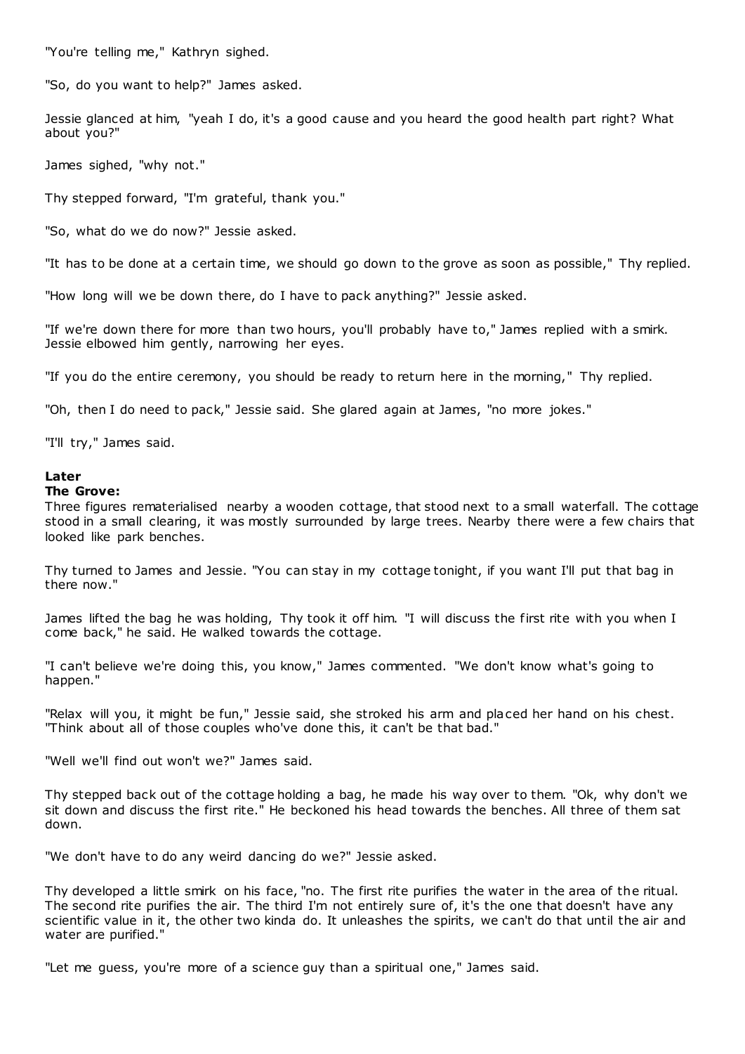"You're telling me," Kathryn sighed.

"So, do you want to help?" James asked.

Jessie glanced at him, "yeah I do, it's a good cause and you heard the good health part right? What about you?"

James sighed, "why not."

Thy stepped forward, "I'm grateful, thank you."

"So, what do we do now?" Jessie asked.

"It has to be done at a certain time, we should go down to the grove as soon as possible," Thy replied.

"How long will we be down there, do I have to pack anything?" Jessie asked.

"If we're down there for more than two hours, you'll probably have to," James replied with a smirk. Jessie elbowed him gently, narrowing her eyes.

"If you do the entire ceremony, you should be ready to return here in the morning," Thy replied.

"Oh, then I do need to pack," Jessie said. She glared again at James, "no more jokes."

"I'll try," James said.

**Later**
**The Grove:**
Three figures rematerialised nearby a wooden cottage, that stood next to a small waterfall. The cottage stood in a small clearing, it was mostly surrounded by large trees. Nearby there were a few chairs that looked like park benches.

Thy turned to James and Jessie. "You can stay in my cottage tonight, if you want I'll put that bag in there now."

James lifted the bag he was holding, Thy took it off him. "I will discuss the first rite with you when I come back," he said. He walked towards the cottage.

"I can't believe we're doing this, you know," James commented. "We don't know what's going to happen."

"Relax will you, it might be fun," Jessie said, she stroked his arm and placed her hand on his chest. "Think about all of those couples who've done this, it can't be that bad."

"Well we'll find out won't we?" James said.

Thy stepped back out of the cottage holding a bag, he made his way over to them. "Ok, why don't we sit down and discuss the first rite." He beckoned his head towards the benches. All three of them sat down.

"We don't have to do any weird dancing do we?" Jessie asked.

Thy developed a little smirk on his face, "no. The first rite purifies the water in the area of the ritual. The second rite purifies the air. The third I'm not entirely sure of, it's the one that doesn't have any scientific value in it, the other two kinda do. It unleashes the spirits, we can't do that until the air and water are purified."

"Let me guess, you're more of a science guy than a spiritual one," James said.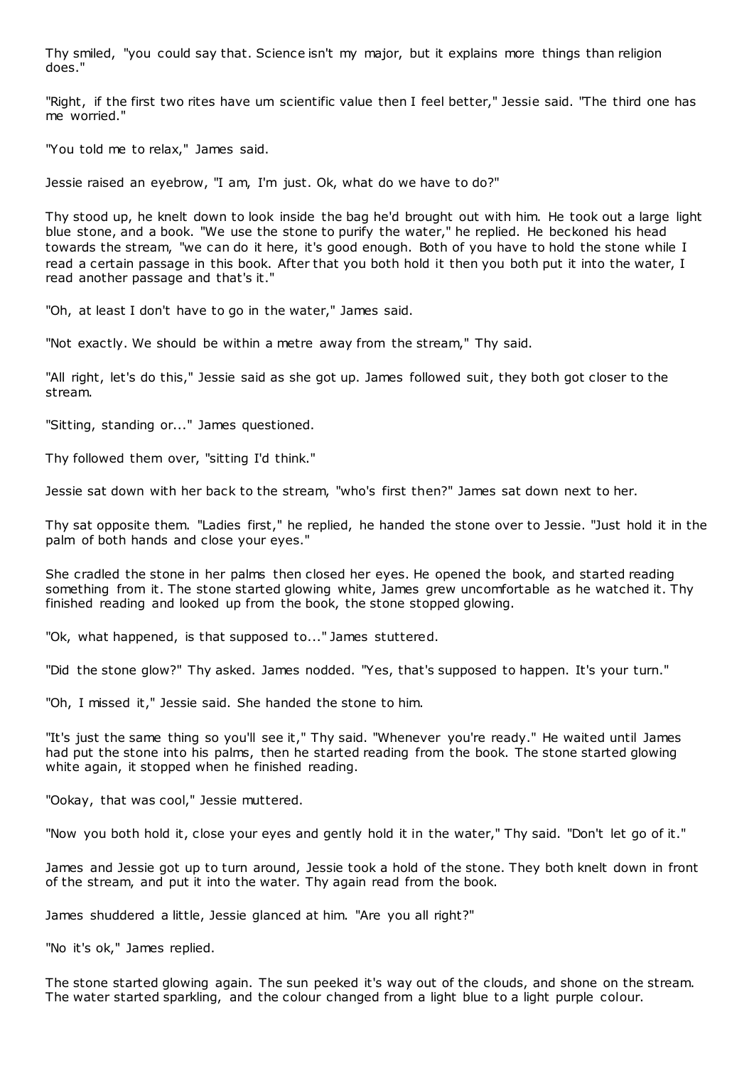Thy smiled, "you could say that. Science isn't my major, but it explains more things than religion does."

"Right, if the first two rites have um scientific value then I feel better," Jessie said. "The third one has me worried."

"You told me to relax," James said.

Jessie raised an eyebrow, "I am, I'm just. Ok, what do we have to do?"

Thy stood up, he knelt down to look inside the bag he'd brought out with him. He took out a large light blue stone, and a book. "We use the stone to purify the water," he replied. He beckoned his head towards the stream, "we can do it here, it's good enough. Both of you have to hold the stone while I read a certain passage in this book. After that you both hold it then you both put it into the water, I read another passage and that's it."

"Oh, at least I don't have to go in the water," James said.

"Not exactly. We should be within a metre away from the stream," Thy said.

"All right, let's do this," Jessie said as she got up. James followed suit, they both got closer to the stream.

"Sitting, standing or..." James questioned.

Thy followed them over, "sitting I'd think."

Jessie sat down with her back to the stream, "who's first then?" James sat down next to her.

Thy sat opposite them. "Ladies first," he replied, he handed the stone over to Jessie. "Just hold it in the palm of both hands and close your eyes."

She cradled the stone in her palms then closed her eyes. He opened the book, and started reading something from it. The stone started glowing white, James grew uncomfortable as he watched it. Thy finished reading and looked up from the book, the stone stopped glowing.

"Ok, what happened, is that supposed to..." James stuttered.

"Did the stone glow?" Thy asked. James nodded. "Yes, that's supposed to happen. It's your turn."

"Oh, I missed it," Jessie said. She handed the stone to him.

"It's just the same thing so you'll see it," Thy said. "Whenever you're ready." He waited until James had put the stone into his palms, then he started reading from the book. The stone started glowing white again, it stopped when he finished reading.

"Ookay, that was cool," Jessie muttered.

"Now you both hold it, close your eyes and gently hold it in the water," Thy said. "Don't let go of it."

James and Jessie got up to turn around, Jessie took a hold of the stone. They both knelt down in front of the stream, and put it into the water. Thy again read from the book.

James shuddered a little, Jessie glanced at him. "Are you all right?"

"No it's ok," James replied.

The stone started glowing again. The sun peeked it's way out of the clouds, and shone on the stream. The water started sparkling, and the colour changed from a light blue to a light purple colour.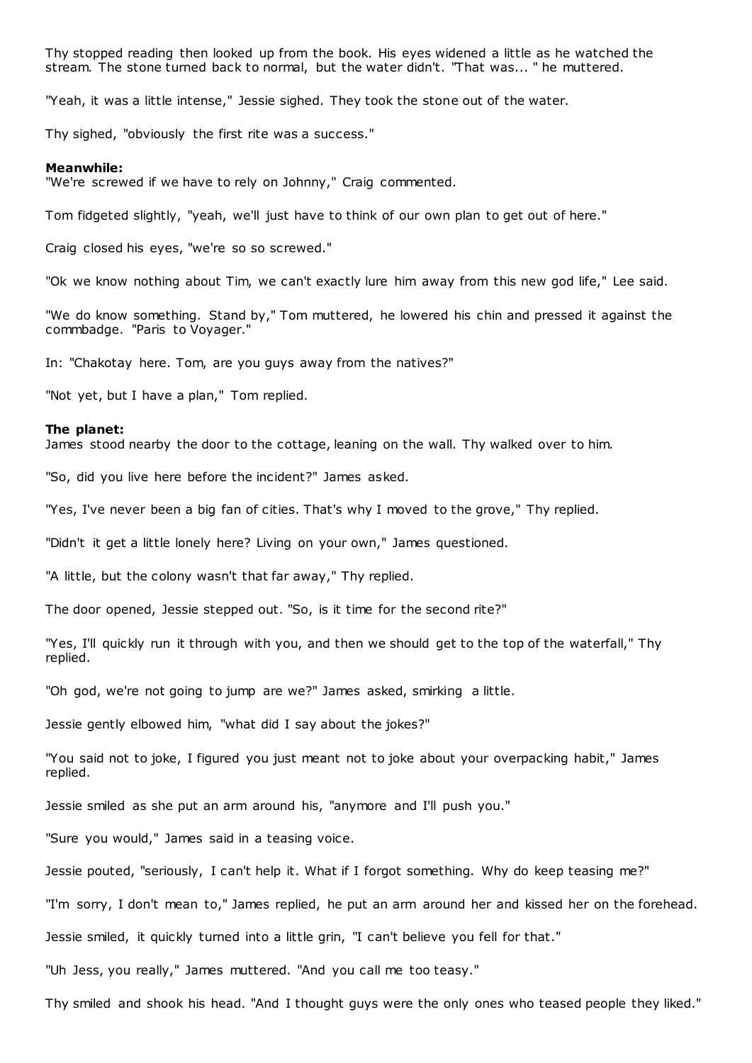Thy stopped reading then looked up from the book. His eyes widened a little as he watched the stream. The stone turned back to normal, but the water didn't. "That was... " he muttered.

"Yeah, it was a little intense," Jessie sighed. They took the stone out of the water.

Thy sighed, "obviously the first rite was a success."

**Meanwhile:**
"We're screwed if we have to rely on Johnny," Craig commented.

Tom fidgeted slightly, "yeah, we'll just have to think of our own plan to get out of here."

Craig closed his eyes, "we're so so screwed."

"Ok we know nothing about Tim, we can't exactly lure him away from this new god life," Lee said.

"We do know something. Stand by," Tom muttered, he lowered his chin and pressed it against the commbadge. "Paris to Voyager."

In: "Chakotay here. Tom, are you guys away from the natives?"

"Not yet, but I have a plan," Tom replied.

**The planet:**
James stood nearby the door to the cottage, leaning on the wall. Thy walked over to him.

"So, did you live here before the incident?" James asked.

"Yes, I've never been a big fan of cities. That's why I moved to the grove," Thy replied.

"Didn't it get a little lonely here? Living on your own," James questioned.

"A little, but the colony wasn't that far away," Thy replied.

The door opened, Jessie stepped out. "So, is it time for the second rite?"

"Yes, I'll quickly run it through with you, and then we should get to the top of the waterfall," Thy replied.

"Oh god, we're not going to jump are we?" James asked, smirking a little.

Jessie gently elbowed him, "what did I say about the jokes?"

"You said not to joke, I figured you just meant not to joke about your overpacking habit," James replied.

Jessie smiled as she put an arm around his, "anymore and I'll push you."

"Sure you would," James said in a teasing voice.

Jessie pouted, "seriously, I can't help it. What if I forgot something. Why do keep teasing me?"

"I'm sorry, I don't mean to," James replied, he put an arm around her and kissed her on the forehead.

Jessie smiled, it quickly turned into a little grin, "I can't believe you fell for that."

"Uh Jess, you really," James muttered. "And you call me too teasy."

Thy smiled and shook his head. "And I thought guys were the only ones who teased people they liked."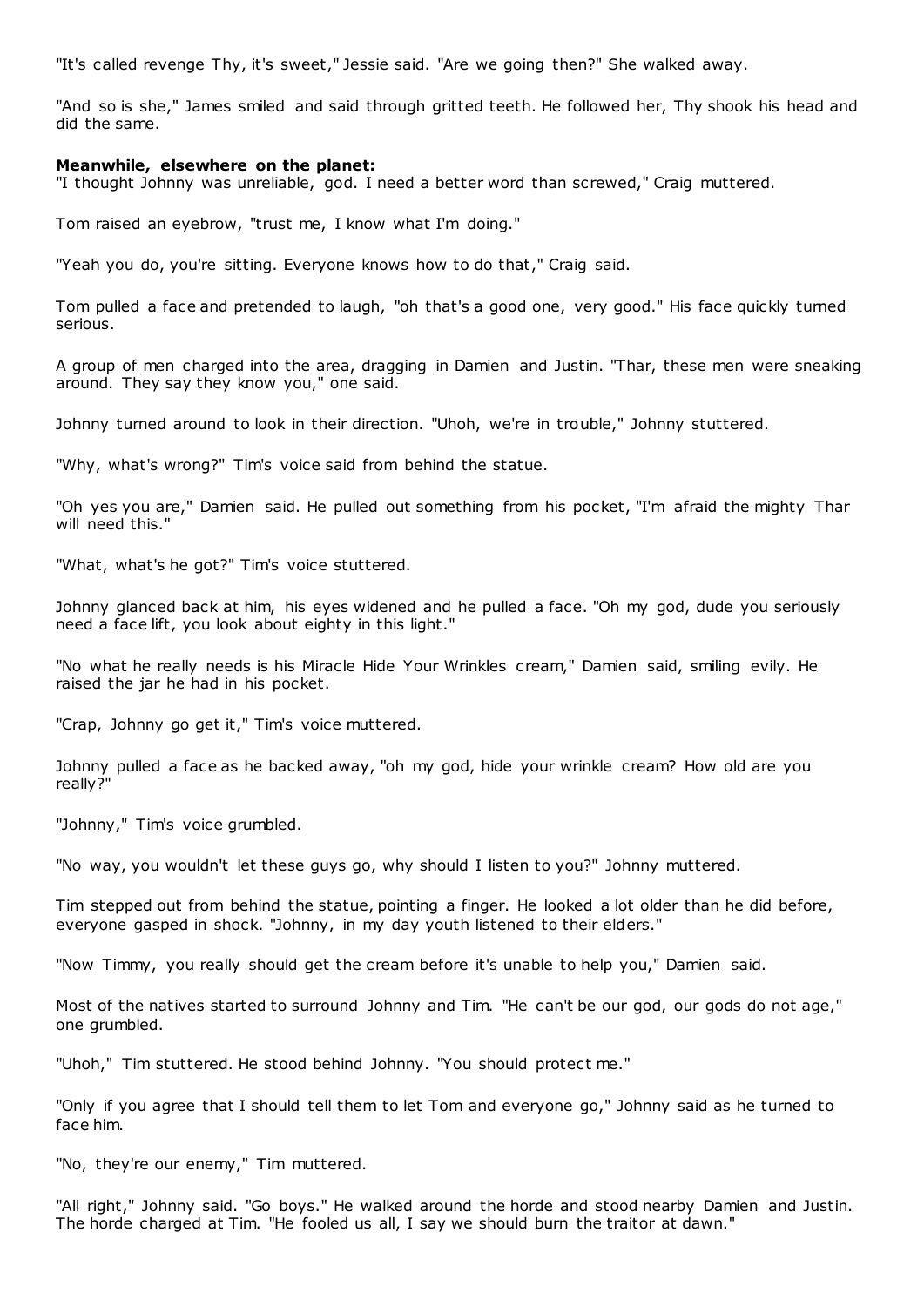"It's called revenge Thy, it's sweet," Jessie said. "Are we going then?" She walked away.

"And so is she," James smiled and said through gritted teeth. He followed her, Thy shook his head and did the same.

**Meanwhile, elsewhere on the planet:**
"I thought Johnny was unreliable, god. I need a better word than screwed," Craig muttered.

Tom raised an eyebrow, "trust me, I know what I'm doing."

"Yeah you do, you're sitting. Everyone knows how to do that," Craig said.

Tom pulled a face and pretended to laugh, "oh that's a good one, very good." His face quickly turned serious.

A group of men charged into the area, dragging in Damien and Justin. "Thar, these men were sneaking around. They say they know you," one said.

Johnny turned around to look in their direction. "Uhoh, we're in trouble," Johnny stuttered.

"Why, what's wrong?" Tim's voice said from behind the statue.

"Oh yes you are," Damien said. He pulled out something from his pocket, "I'm afraid the mighty Thar will need this."

"What, what's he got?" Tim's voice stuttered.

Johnny glanced back at him, his eyes widened and he pulled a face. "Oh my god, dude you seriously need a face lift, you look about eighty in this light."

"No what he really needs is his Miracle Hide Your Wrinkles cream," Damien said, smiling evily. He raised the jar he had in his pocket.

"Crap, Johnny go get it," Tim's voice muttered.

Johnny pulled a face as he backed away, "oh my god, hide your wrinkle cream? How old are you really?"

"Johnny," Tim's voice grumbled.

"No way, you wouldn't let these guys go, why should I listen to you?" Johnny muttered.

Tim stepped out from behind the statue, pointing a finger. He looked a lot older than he did before, everyone gasped in shock. "Johnny, in my day youth listened to their elders."

"Now Timmy, you really should get the cream before it's unable to help you," Damien said.

Most of the natives started to surround Johnny and Tim. "He can't be our god, our gods do not age," one grumbled.

"Uhoh," Tim stuttered. He stood behind Johnny. "You should protect me."

"Only if you agree that I should tell them to let Tom and everyone go," Johnny said as he turned to face him.

"No, they're our enemy," Tim muttered.

"All right," Johnny said. "Go boys." He walked around the horde and stood nearby Damien and Justin. The horde charged at Tim. "He fooled us all, I say we should burn the traitor at dawn."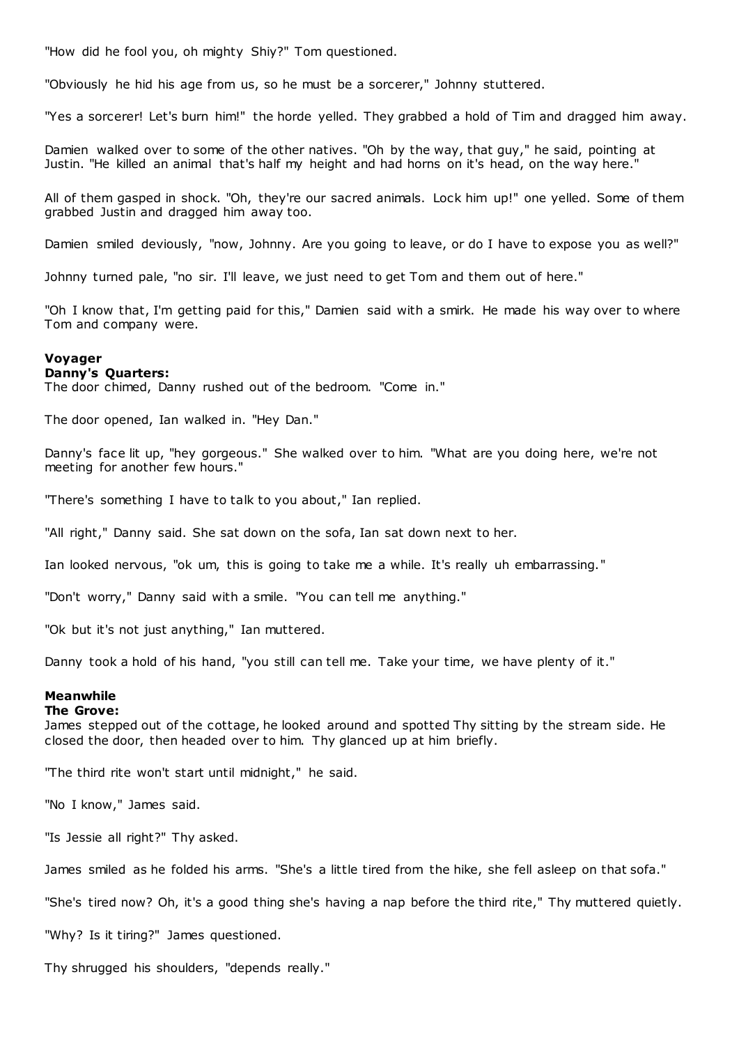"How did he fool you, oh mighty Shiy?" Tom questioned.

"Obviously he hid his age from us, so he must be a sorcerer," Johnny stuttered.

"Yes a sorcerer! Let's burn him!" the horde yelled. They grabbed a hold of Tim and dragged him away.

Damien walked over to some of the other natives. "Oh by the way, that guy," he said, pointing at Justin. "He killed an animal that's half my height and had horns on it's head, on the way here."

All of them gasped in shock. "Oh, they're our sacred animals. Lock him up!" one yelled. Some of them grabbed Justin and dragged him away too.

Damien smiled deviously, "now, Johnny. Are you going to leave, or do I have to expose you as well?"

Johnny turned pale, "no sir. I'll leave, we just need to get Tom and them out of here."

"Oh I know that, I'm getting paid for this," Damien said with a smirk. He made his way over to where Tom and company were.

**Voyager**
**Danny's Quarters:**
The door chimed, Danny rushed out of the bedroom. "Come in."

The door opened, Ian walked in. "Hey Dan."

Danny's face lit up, "hey gorgeous." She walked over to him. "What are you doing here, we're not meeting for another few hours."

"There's something I have to talk to you about," Ian replied.

"All right," Danny said. She sat down on the sofa, Ian sat down next to her.

Ian looked nervous, "ok um, this is going to take me a while. It's really uh embarrassing."

"Don't worry," Danny said with a smile. "You can tell me anything."

"Ok but it's not just anything," Ian muttered.

Danny took a hold of his hand, "you still can tell me. Take your time, we have plenty of it."

**Meanwhile**
**The Grove:**
James stepped out of the cottage, he looked around and spotted Thy sitting by the stream side. He closed the door, then headed over to him. Thy glanced up at him briefly.

"The third rite won't start until midnight," he said.

"No I know," James said.

"Is Jessie all right?" Thy asked.

James smiled as he folded his arms. "She's a little tired from the hike, she fell asleep on that sofa."

"She's tired now? Oh, it's a good thing she's having a nap before the third rite," Thy muttered quietly.

"Why? Is it tiring?" James questioned.

Thy shrugged his shoulders, "depends really."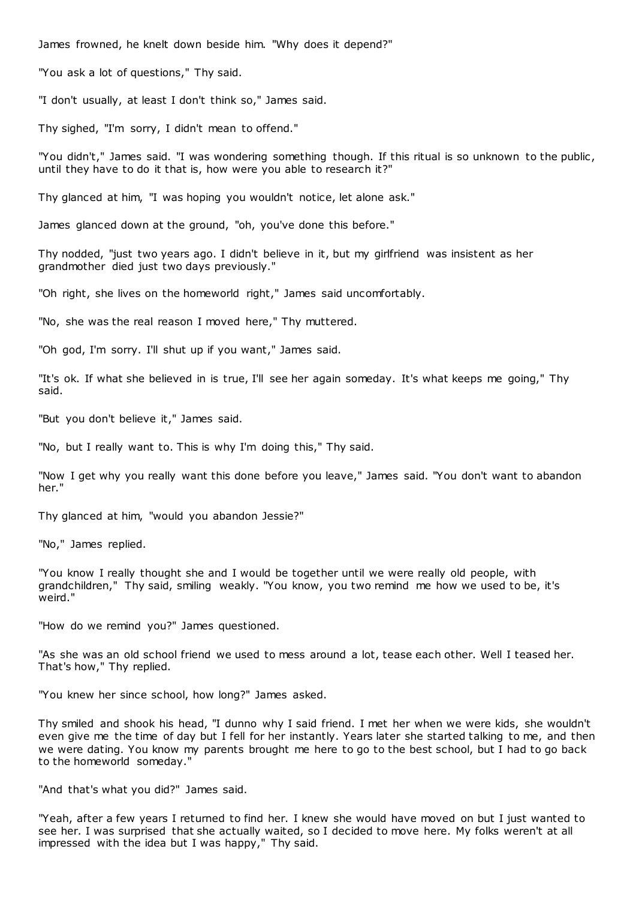James frowned, he knelt down beside him. "Why does it depend?"

"You ask a lot of questions," Thy said.

"I don't usually, at least I don't think so," James said.

Thy sighed, "I'm sorry, I didn't mean to offend."

"You didn't," James said. "I was wondering something though. If this ritual is so unknown to the public, until they have to do it that is, how were you able to research it?"

Thy glanced at him, "I was hoping you wouldn't notice, let alone ask."

James glanced down at the ground, "oh, you've done this before."

Thy nodded, "just two years ago. I didn't believe in it, but my girlfriend was insistent as her grandmother died just two days previously."

"Oh right, she lives on the homeworld right," James said uncomfortably.

"No, she was the real reason I moved here," Thy muttered.

"Oh god, I'm sorry. I'll shut up if you want," James said.

"It's ok. If what she believed in is true, I'll see her again someday. It's what keeps me going," Thy said.

"But you don't believe it," James said.

"No, but I really want to. This is why I'm doing this," Thy said.

"Now I get why you really want this done before you leave," James said. "You don't want to abandon her."

Thy glanced at him, "would you abandon Jessie?"

"No," James replied.

"You know I really thought she and I would be together until we were really old people, with grandchildren," Thy said, smiling weakly. "You know, you two remind me how we used to be, it's weird."

"How do we remind you?" James questioned.

"As she was an old school friend we used to mess around a lot, tease each other. Well I teased her. That's how," Thy replied.

"You knew her since school, how long?" James asked.

Thy smiled and shook his head, "I dunno why I said friend. I met her when we were kids, she wouldn't even give me the time of day but I fell for her instantly. Years later she started talking to me, and then we were dating. You know my parents brought me here to go to the best school, but I had to go back to the homeworld someday."

"And that's what you did?" James said.

"Yeah, after a few years I returned to find her. I knew she would have moved on but I just wanted to see her. I was surprised that she actually waited, so I decided to move here. My folks weren't at all impressed with the idea but I was happy," Thy said.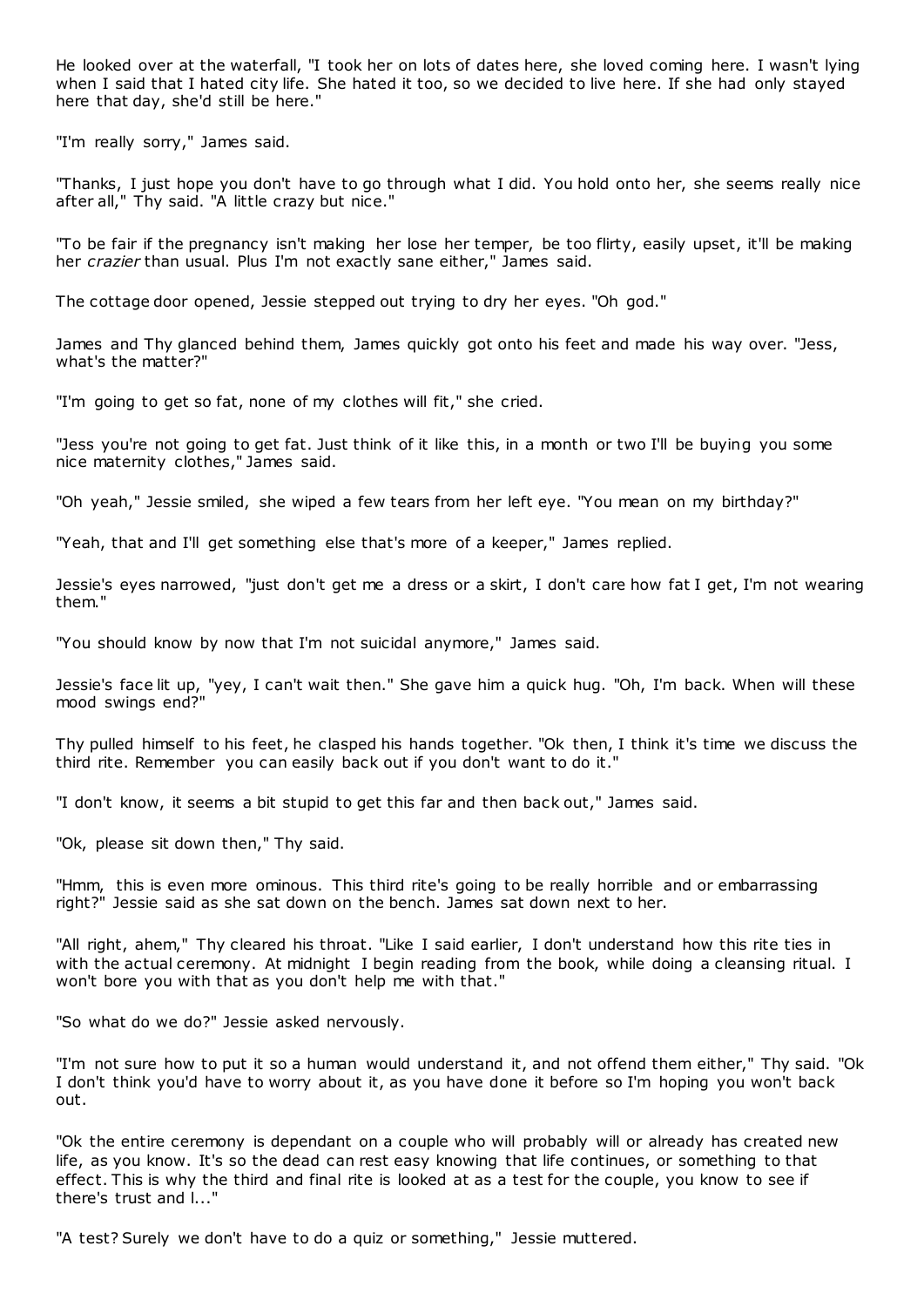He looked over at the waterfall, "I took her on lots of dates here, she loved coming here. I wasn't lying when I said that I hated city life. She hated it too, so we decided to live here. If she had only stayed here that day, she'd still be here."

"I'm really sorry," James said.

"Thanks, I just hope you don't have to go through what I did. You hold onto her, she seems really nice after all," Thy said. "A little crazy but nice."

"To be fair if the pregnancy isn't making her lose her temper, be too flirty, easily upset, it'll be making her *crazier* than usual. Plus I'm not exactly sane either," James said.

The cottage door opened, Jessie stepped out trying to dry her eyes. "Oh god."

James and Thy glanced behind them, James quickly got onto his feet and made his way over. "Jess, what's the matter?"

"I'm going to get so fat, none of my clothes will fit," she cried.

"Jess you're not going to get fat. Just think of it like this, in a month or two I'll be buying you some nice maternity clothes," James said.

"Oh yeah," Jessie smiled, she wiped a few tears from her left eye. "You mean on my birthday?"

"Yeah, that and I'll get something else that's more of a keeper," James replied.

Jessie's eyes narrowed, "just don't get me a dress or a skirt, I don't care how fat I get, I'm not wearing them."

"You should know by now that I'm not suicidal anymore," James said.

Jessie's face lit up, "yey, I can't wait then." She gave him a quick hug. "Oh, I'm back. When will these mood swings end?"

Thy pulled himself to his feet, he clasped his hands together. "Ok then, I think it's time we discuss the third rite. Remember you can easily back out if you don't want to do it."

"I don't know, it seems a bit stupid to get this far and then back out," James said.

"Ok, please sit down then," Thy said.

"Hmm, this is even more ominous. This third rite's going to be really horrible and or embarrassing right?" Jessie said as she sat down on the bench. James sat down next to her.

"All right, ahem," Thy cleared his throat. "Like I said earlier, I don't understand how this rite ties in with the actual ceremony. At midnight I begin reading from the book, while doing a cleansing ritual. I won't bore you with that as you don't help me with that."

"So what do we do?" Jessie asked nervously.

"I'm not sure how to put it so a human would understand it, and not offend them either," Thy said. "Ok I don't think you'd have to worry about it, as you have done it before so I'm hoping you won't back out.

"Ok the entire ceremony is dependant on a couple who will probably will or already has created new life, as you know. It's so the dead can rest easy knowing that life continues, or something to that effect. This is why the third and final rite is looked at as a test for the couple, you know to see if there's trust and l..."

"A test? Surely we don't have to do a quiz or something," Jessie muttered.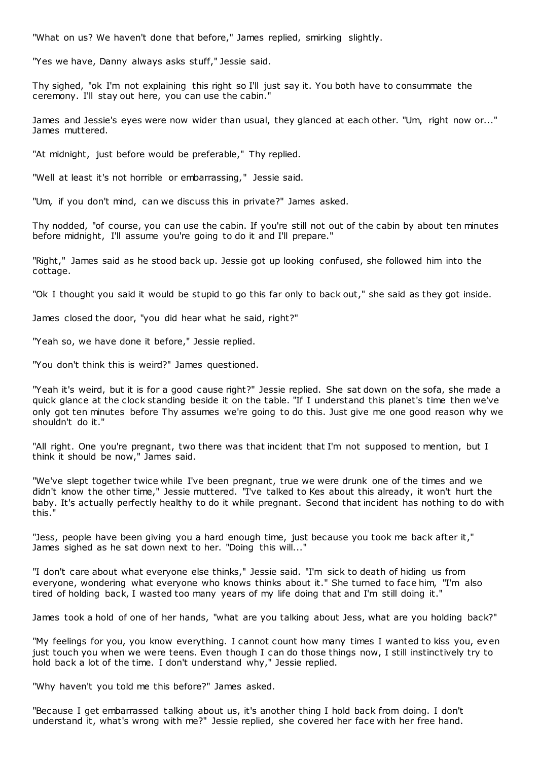"What on us? We haven't done that before," James replied, smirking slightly.

"Yes we have, Danny always asks stuff," Jessie said.

Thy sighed, "ok I'm not explaining this right so I'll just say it. You both have to consummate the ceremony. I'll stay out here, you can use the cabin."

James and Jessie's eyes were now wider than usual, they glanced at each other. "Um, right now or..." James muttered.

"At midnight, just before would be preferable," Thy replied.

"Well at least it's not horrible or embarrassing," Jessie said.

"Um, if you don't mind, can we discuss this in private?" James asked.

Thy nodded, "of course, you can use the cabin. If you're still not out of the cabin by about ten minutes before midnight, I'll assume you're going to do it and I'll prepare."

"Right," James said as he stood back up. Jessie got up looking confused, she followed him into the cottage.

"Ok I thought you said it would be stupid to go this far only to back out," she said as they got inside.

James closed the door, "you did hear what he said, right?"

"Yeah so, we have done it before," Jessie replied.

"You don't think this is weird?" James questioned.

"Yeah it's weird, but it is for a good cause right?" Jessie replied. She sat down on the sofa, she made a quick glance at the clock standing beside it on the table. "If I understand this planet's time then we've only got ten minutes before Thy assumes we're going to do this. Just give me one good reason why we shouldn't do it."

"All right. One you're pregnant, two there was that incident that I'm not supposed to mention, but I think it should be now," James said.

"We've slept together twice while I've been pregnant, true we were drunk one of the times and we didn't know the other time," Jessie muttered. "I've talked to Kes about this already, it won't hurt the baby. It's actually perfectly healthy to do it while pregnant. Second that incident has nothing to do with this."

"Jess, people have been giving you a hard enough time, just because you took me back after it," James sighed as he sat down next to her. "Doing this will..."

"I don't care about what everyone else thinks," Jessie said. "I'm sick to death of hiding us from everyone, wondering what everyone who knows thinks about it." She turned to face him, "I'm also tired of holding back, I wasted too many years of my life doing that and I'm still doing it."

James took a hold of one of her hands, "what are you talking about Jess, what are you holding back?"

"My feelings for you, you know everything. I cannot count how many times I wanted to kiss you, even just touch you when we were teens. Even though I can do those things now, I still instinctively try to hold back a lot of the time. I don't understand why," Jessie replied.

"Why haven't you told me this before?" James asked.

"Because I get embarrassed talking about us, it's another thing I hold back from doing. I don't understand it, what's wrong with me?" Jessie replied, she covered her face with her free hand.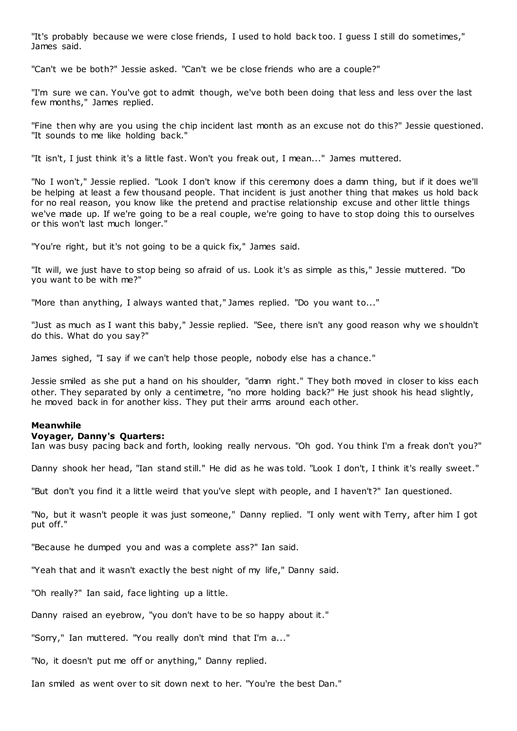"It's probably because we were close friends, I used to hold back too. I guess I still do sometimes," James said.

"Can't we be both?" Jessie asked. "Can't we be close friends who are a couple?"

"I'm sure we can. You've got to admit though, we've both been doing that less and less over the last few months," James replied.

"Fine then why are you using the chip incident last month as an excuse not do this?" Jessie questioned. "It sounds to me like holding back."

"It isn't, I just think it's a little fast. Won't you freak out, I mean..." James muttered.

"No I won't," Jessie replied. "Look I don't know if this ceremony does a damn thing, but if it does we'll be helping at least a few thousand people. That incident is just another thing that makes us hold back for no real reason, you know like the pretend and practise relationship excuse and other little things we've made up. If we're going to be a real couple, we're going to have to stop doing this to ourselves or this won't last much longer."

"You're right, but it's not going to be a quick fix," James said.

"It will, we just have to stop being so afraid of us. Look it's as simple as this," Jessie muttered. "Do you want to be with me?"

"More than anything, I always wanted that," James replied. "Do you want to..."

"Just as much as I want this baby," Jessie replied. "See, there isn't any good reason why we shouldn't do this. What do you say?"

James sighed, "I say if we can't help those people, nobody else has a chance."

Jessie smiled as she put a hand on his shoulder, "damn right." They both moved in closer to kiss each other. They separated by only a centimetre, "no more holding back?" He just shook his head slightly, he moved back in for another kiss. They put their arms around each other.

**Meanwhile**
**Voyager, Danny's Quarters:**
Ian was busy pacing back and forth, looking really nervous. "Oh god. You think I'm a freak don't you?"

Danny shook her head, "Ian stand still." He did as he was told. "Look I don't, I think it's really sweet."

"But don't you find it a little weird that you've slept with people, and I haven't?" Ian questioned.

"No, but it wasn't people it was just someone," Danny replied. "I only went with Terry, after him I got put off."

"Because he dumped you and was a complete ass?" Ian said.

"Yeah that and it wasn't exactly the best night of my life," Danny said.

"Oh really?" Ian said, face lighting up a little.

Danny raised an eyebrow, "you don't have to be so happy about it."

"Sorry," Ian muttered. "You really don't mind that I'm a..."

"No, it doesn't put me off or anything," Danny replied.

Ian smiled as went over to sit down next to her. "You're the best Dan."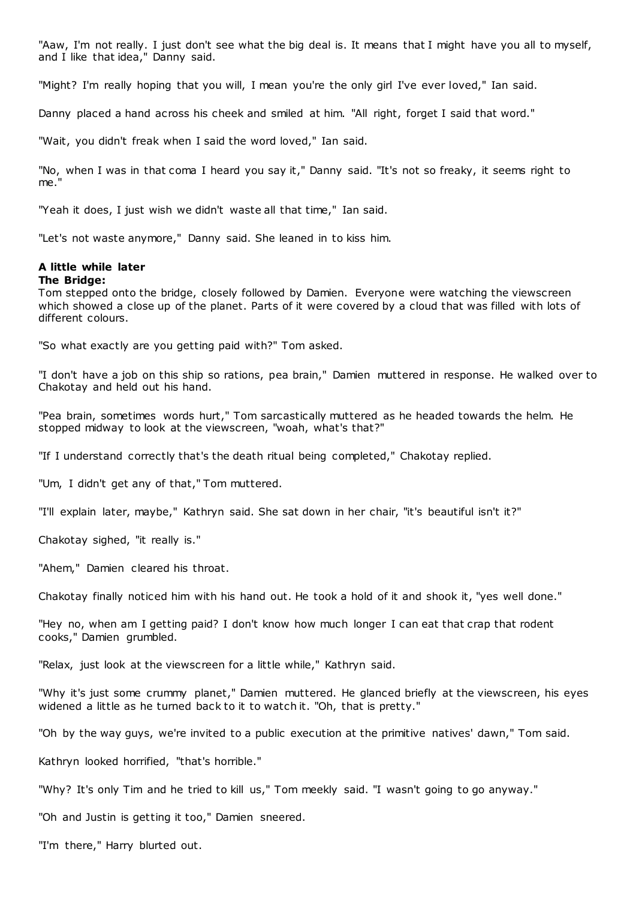"Aaw, I'm not really. I just don't see what the big deal is. It means that I might have you all to myself, and I like that idea," Danny said.

"Might? I'm really hoping that you will, I mean you're the only girl I've ever loved," Ian said.

Danny placed a hand across his cheek and smiled at him. "All right, forget I said that word."

"Wait, you didn't freak when I said the word loved," Ian said.

"No, when I was in that coma I heard you say it," Danny said. "It's not so freaky, it seems right to me."

"Yeah it does, I just wish we didn't waste all that time," Ian said.

"Let's not waste anymore," Danny said. She leaned in to kiss him.

**A little while later**
**The Bridge:**
Tom stepped onto the bridge, closely followed by Damien. Everyone were watching the viewscreen which showed a close up of the planet. Parts of it were covered by a cloud that was filled with lots of different colours.

"So what exactly are you getting paid with?" Tom asked.

"I don't have a job on this ship so rations, pea brain," Damien muttered in response. He walked over to Chakotay and held out his hand.

"Pea brain, sometimes words hurt," Tom sarcastically muttered as he headed towards the helm. He stopped midway to look at the viewscreen, "woah, what's that?"

"If I understand correctly that's the death ritual being completed," Chakotay replied.

"Um, I didn't get any of that," Tom muttered.

"I'll explain later, maybe," Kathryn said. She sat down in her chair, "it's beautiful isn't it?"

Chakotay sighed, "it really is."

"Ahem," Damien cleared his throat.

Chakotay finally noticed him with his hand out. He took a hold of it and shook it, "yes well done."

"Hey no, when am I getting paid? I don't know how much longer I can eat that crap that rodent cooks," Damien grumbled.

"Relax, just look at the viewscreen for a little while," Kathryn said.

"Why it's just some crummy planet," Damien muttered. He glanced briefly at the viewscreen, his eyes widened a little as he turned back to it to watch it. "Oh, that is pretty."

"Oh by the way guys, we're invited to a public execution at the primitive natives' dawn," Tom said.

Kathryn looked horrified, "that's horrible."

"Why? It's only Tim and he tried to kill us," Tom meekly said. "I wasn't going to go anyway."

"Oh and Justin is getting it too," Damien sneered.

"I'm there," Harry blurted out.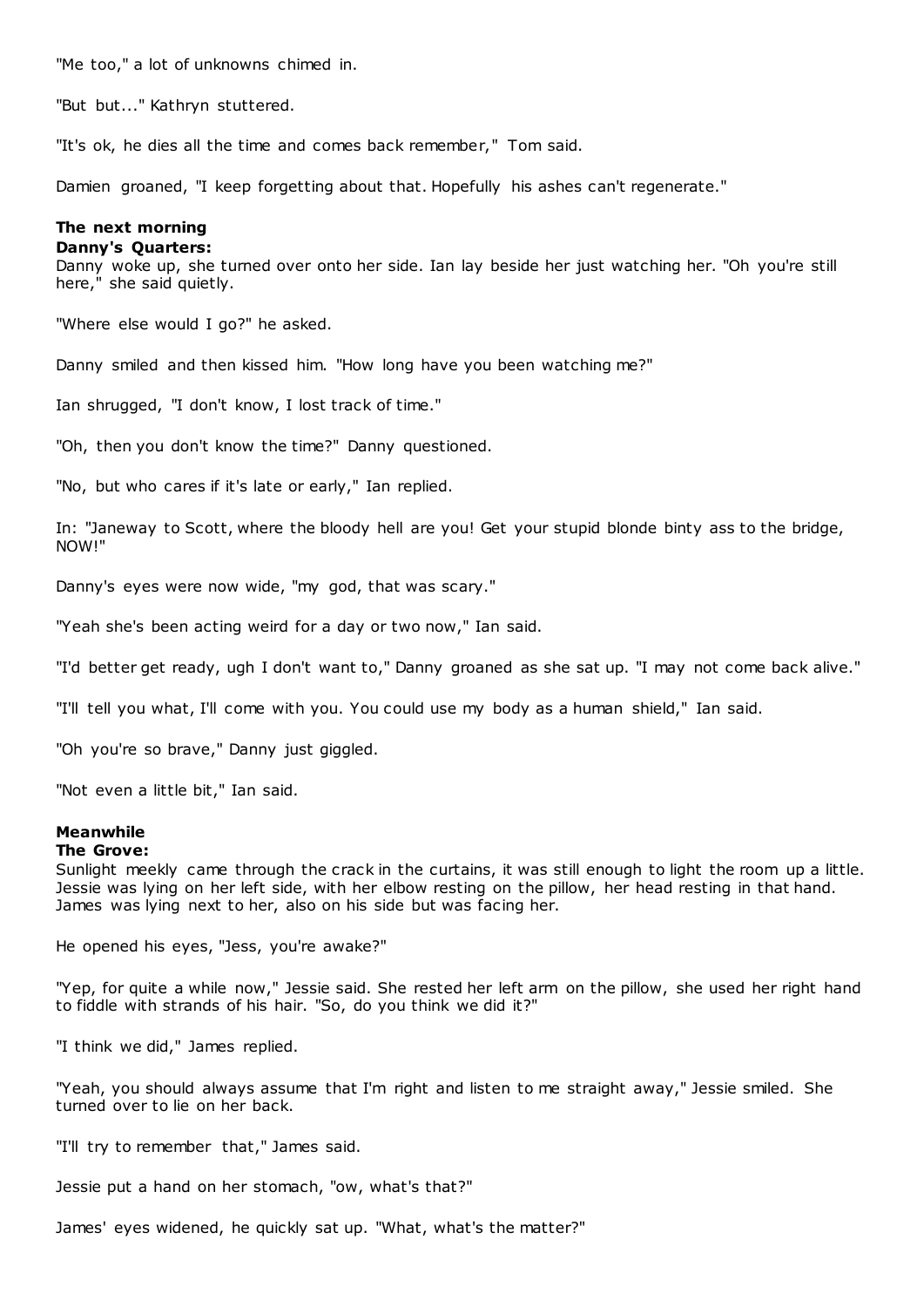"Me too," a lot of unknowns chimed in.

"But but..." Kathryn stuttered.

"It's ok, he dies all the time and comes back remember," Tom said.

Damien groaned, "I keep forgetting about that. Hopefully his ashes can't regenerate."

**The next morning**
**Danny's Quarters:**
Danny woke up, she turned over onto her side. Ian lay beside her just watching her. "Oh you're still here," she said quietly.

"Where else would I go?" he asked.

Danny smiled and then kissed him. "How long have you been watching me?"

Ian shrugged, "I don't know, I lost track of time."

"Oh, then you don't know the time?" Danny questioned.

"No, but who cares if it's late or early," Ian replied.

In: "Janeway to Scott, where the bloody hell are you! Get your stupid blonde binty ass to the bridge, NOW!"

Danny's eyes were now wide, "my god, that was scary."

"Yeah she's been acting weird for a day or two now," Ian said.

"I'd better get ready, ugh I don't want to," Danny groaned as she sat up. "I may not come back alive."

"I'll tell you what, I'll come with you. You could use my body as a human shield," Ian said.

"Oh you're so brave," Danny just giggled.

"Not even a little bit," Ian said.

**Meanwhile**
**The Grove:**
Sunlight meekly came through the crack in the curtains, it was still enough to light the room up a little. Jessie was lying on her left side, with her elbow resting on the pillow, her head resting in that hand. James was lying next to her, also on his side but was facing her.

He opened his eyes, "Jess, you're awake?"

"Yep, for quite a while now," Jessie said. She rested her left arm on the pillow, she used her right hand to fiddle with strands of his hair. "So, do you think we did it?"

"I think we did," James replied.

"Yeah, you should always assume that I'm right and listen to me straight away," Jessie smiled. She turned over to lie on her back.

"I'll try to remember that," James said.

Jessie put a hand on her stomach, "ow, what's that?"

James' eyes widened, he quickly sat up. "What, what's the matter?"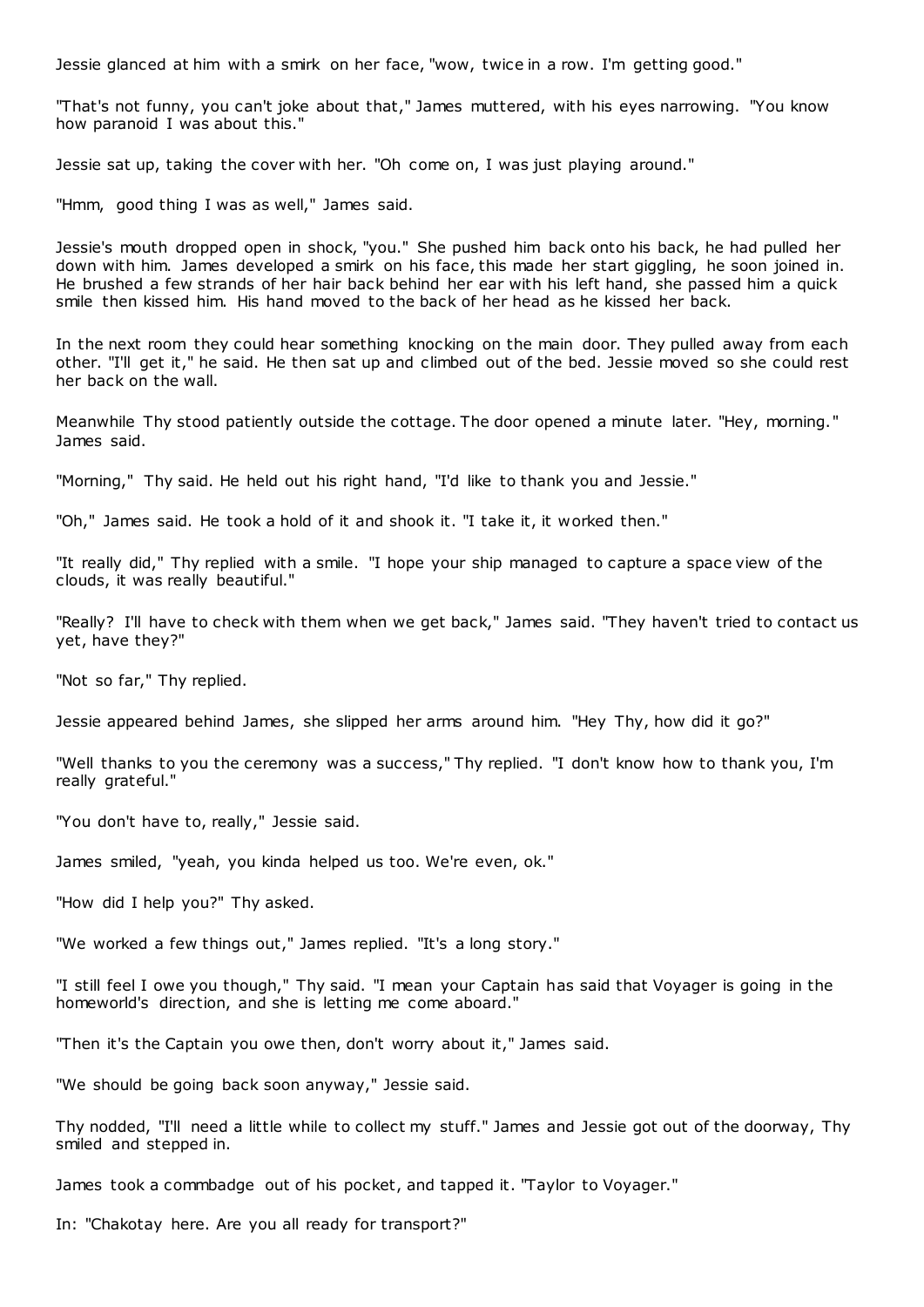Jessie glanced at him with a smirk on her face, "wow, twice in a row. I'm getting good."

"That's not funny, you can't joke about that," James muttered, with his eyes narrowing. "You know how paranoid I was about this."

Jessie sat up, taking the cover with her. "Oh come on, I was just playing around."

"Hmm, good thing I was as well," James said.

Jessie's mouth dropped open in shock, "you." She pushed him back onto his back, he had pulled her down with him. James developed a smirk on his face, this made her start giggling, he soon joined in. He brushed a few strands of her hair back behind her ear with his left hand, she passed him a quick smile then kissed him. His hand moved to the back of her head as he kissed her back.

In the next room they could hear something knocking on the main door. They pulled away from each other. "I'll get it," he said. He then sat up and climbed out of the bed. Jessie moved so she could rest her back on the wall.

Meanwhile Thy stood patiently outside the cottage. The door opened a minute later. "Hey, morning." James said.

"Morning," Thy said. He held out his right hand, "I'd like to thank you and Jessie."

"Oh," James said. He took a hold of it and shook it. "I take it, it worked then."

"It really did," Thy replied with a smile. "I hope your ship managed to capture a space view of the clouds, it was really beautiful."

"Really? I'll have to check with them when we get back," James said. "They haven't tried to contact us yet, have they?"

"Not so far," Thy replied.

Jessie appeared behind James, she slipped her arms around him. "Hey Thy, how did it go?"

"Well thanks to you the ceremony was a success," Thy replied. "I don't know how to thank you, I'm really grateful."

"You don't have to, really," Jessie said.

James smiled, "yeah, you kinda helped us too. We're even, ok."

"How did I help you?" Thy asked.

"We worked a few things out," James replied. "It's a long story."

"I still feel I owe you though," Thy said. "I mean your Captain has said that Voyager is going in the homeworld's direction, and she is letting me come aboard."

"Then it's the Captain you owe then, don't worry about it," James said.

"We should be going back soon anyway," Jessie said.

Thy nodded, "I'll need a little while to collect my stuff." James and Jessie got out of the doorway, Thy smiled and stepped in.

James took a commbadge out of his pocket, and tapped it. "Taylor to Voyager."

In: "Chakotay here. Are you all ready for transport?"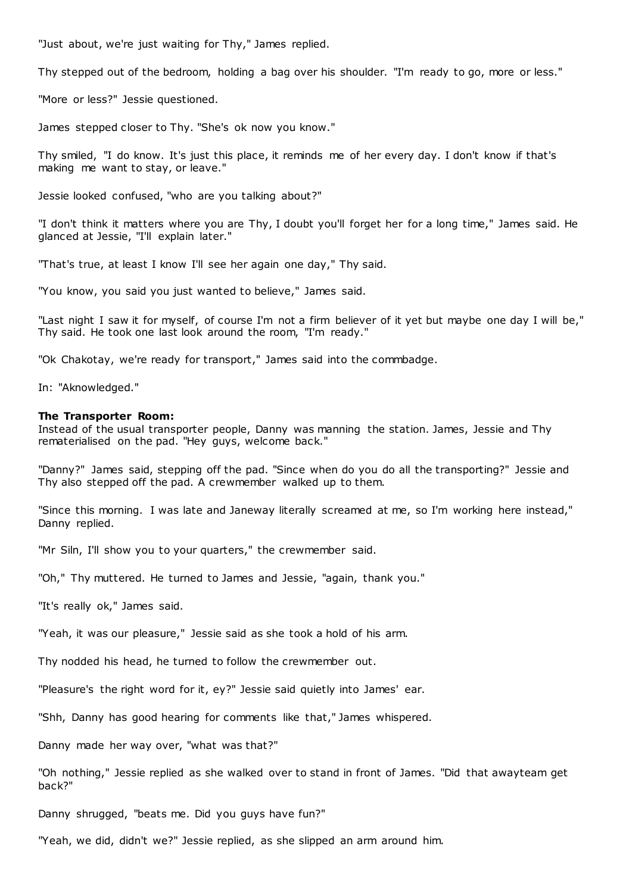"Just about, we're just waiting for Thy," James replied.

Thy stepped out of the bedroom, holding a bag over his shoulder. "I'm ready to go, more or less."

"More or less?" Jessie questioned.

James stepped closer to Thy. "She's ok now you know."

Thy smiled, "I do know. It's just this place, it reminds me of her every day. I don't know if that's making me want to stay, or leave."

Jessie looked confused, "who are you talking about?"

"I don't think it matters where you are Thy, I doubt you'll forget her for a long time," James said. He glanced at Jessie, "I'll explain later."

"That's true, at least I know I'll see her again one day," Thy said.

"You know, you said you just wanted to believe," James said.

"Last night I saw it for myself, of course I'm not a firm believer of it yet but maybe one day I will be," Thy said. He took one last look around the room, "I'm ready."

"Ok Chakotay, we're ready for transport," James said into the commbadge.

In: "Aknowledged."

**The Transporter Room:**
Instead of the usual transporter people, Danny was manning the station. James, Jessie and Thy rematerialised on the pad. "Hey guys, welcome back."

"Danny?" James said, stepping off the pad. "Since when do you do all the transporting?" Jessie and Thy also stepped off the pad. A crewmember walked up to them.

"Since this morning. I was late and Janeway literally screamed at me, so I'm working here instead," Danny replied.

"Mr Siln, I'll show you to your quarters," the crewmember said.

"Oh," Thy muttered. He turned to James and Jessie, "again, thank you."

"It's really ok," James said.

"Yeah, it was our pleasure," Jessie said as she took a hold of his arm.

Thy nodded his head, he turned to follow the crewmember out.

"Pleasure's the right word for it, ey?" Jessie said quietly into James' ear.

"Shh, Danny has good hearing for comments like that," James whispered.

Danny made her way over, "what was that?"

"Oh nothing," Jessie replied as she walked over to stand in front of James. "Did that awayteam get back?"

Danny shrugged, "beats me. Did you guys have fun?"

"Yeah, we did, didn't we?" Jessie replied, as she slipped an arm around him.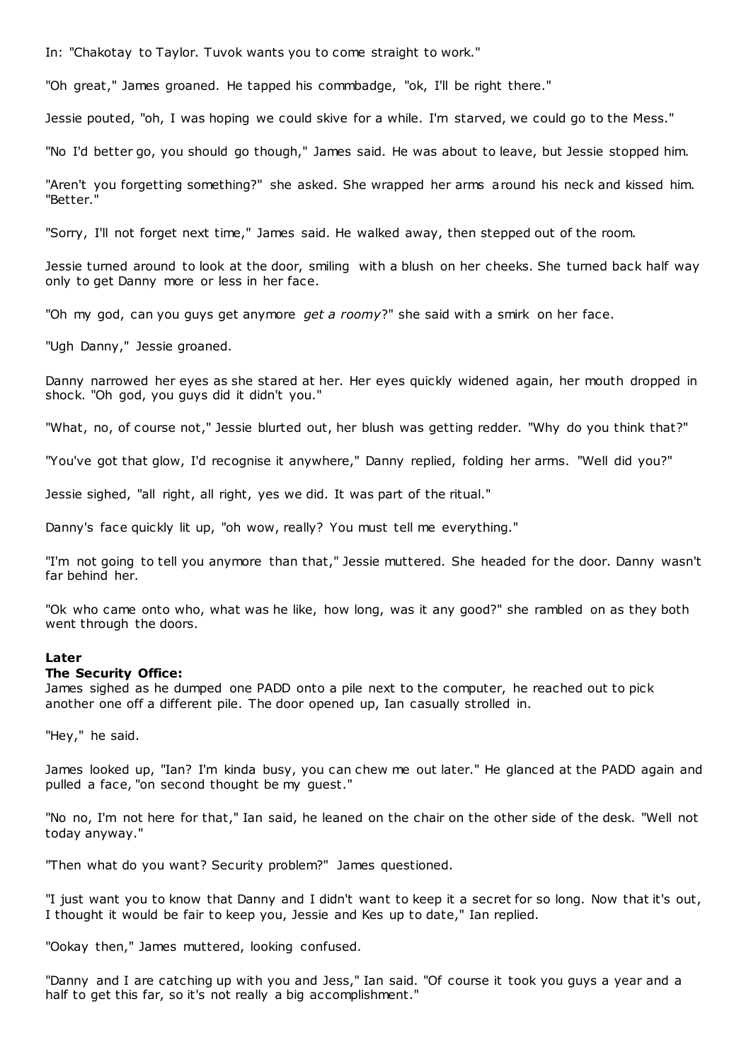In: "Chakotay to Taylor. Tuvok wants you to come straight to work."

"Oh great," James groaned. He tapped his commbadge, "ok, I'll be right there."

Jessie pouted, "oh, I was hoping we could skive for a while. I'm starved, we could go to the Mess."

"No I'd better go, you should go though," James said. He was about to leave, but Jessie stopped him.

"Aren't you forgetting something?" she asked. She wrapped her arms around his neck and kissed him. "Better."

"Sorry, I'll not forget next time," James said. He walked away, then stepped out of the room.

Jessie turned around to look at the door, smiling with a blush on her cheeks. She turned back half way only to get Danny more or less in her face.

"Oh my god, can you guys get anymore *get a roomy*?" she said with a smirk on her face.

"Ugh Danny," Jessie groaned.

Danny narrowed her eyes as she stared at her. Her eyes quickly widened again, her mouth dropped in shock. "Oh god, you guys did it didn't you."

"What, no, of course not," Jessie blurted out, her blush was getting redder. "Why do you think that?"

"You've got that glow, I'd recognise it anywhere," Danny replied, folding her arms. "Well did you?"

Jessie sighed, "all right, all right, yes we did. It was part of the ritual."

Danny's face quickly lit up, "oh wow, really? You must tell me everything."

"I'm not going to tell you anymore than that," Jessie muttered. She headed for the door. Danny wasn't far behind her.

"Ok who came onto who, what was he like, how long, was it any good?" she rambled on as they both went through the doors.

**Later**
**The Security Office:**
James sighed as he dumped one PADD onto a pile next to the computer, he reached out to pick another one off a different pile. The door opened up, Ian casually strolled in.

"Hey," he said.

James looked up, "Ian? I'm kinda busy, you can chew me out later." He glanced at the PADD again and pulled a face, "on second thought be my guest."

"No no, I'm not here for that," Ian said, he leaned on the chair on the other side of the desk. "Well not today anyway."

"Then what do you want? Security problem?" James questioned.

"I just want you to know that Danny and I didn't want to keep it a secret for so long. Now that it's out, I thought it would be fair to keep you, Jessie and Kes up to date," Ian replied.

"Ookay then," James muttered, looking confused.

"Danny and I are catching up with you and Jess," Ian said. "Of course it took you guys a year and a half to get this far, so it's not really a big accomplishment."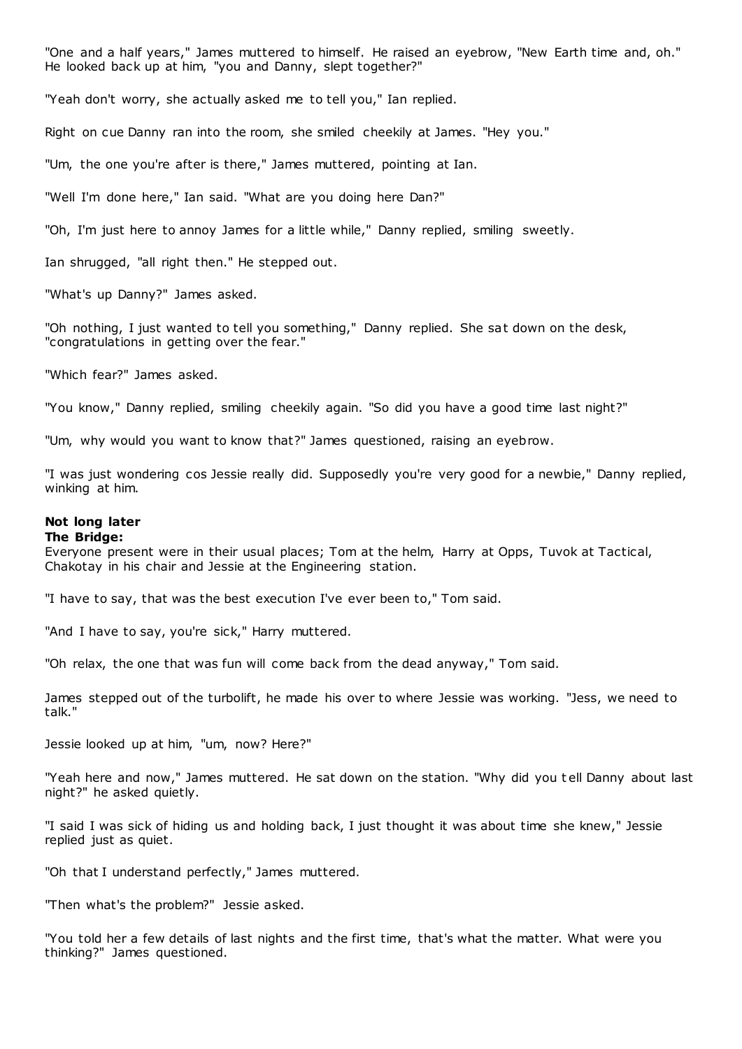"One and a half years," James muttered to himself. He raised an eyebrow, "New Earth time and, oh." He looked back up at him, "you and Danny, slept together?"

"Yeah don't worry, she actually asked me to tell you," Ian replied.

Right on cue Danny ran into the room, she smiled cheekily at James. "Hey you."

"Um, the one you're after is there," James muttered, pointing at Ian.

"Well I'm done here," Ian said. "What are you doing here Dan?"

"Oh, I'm just here to annoy James for a little while," Danny replied, smiling sweetly.

Ian shrugged, "all right then." He stepped out.

"What's up Danny?" James asked.

"Oh nothing, I just wanted to tell you something," Danny replied. She sat down on the desk, "congratulations in getting over the fear."

"Which fear?" James asked.

"You know," Danny replied, smiling cheekily again. "So did you have a good time last night?"

"Um, why would you want to know that?" James questioned, raising an eyebrow.

"I was just wondering cos Jessie really did. Supposedly you're very good for a newbie," Danny replied, winking at him.

**Not long later**
**The Bridge:**
Everyone present were in their usual places; Tom at the helm, Harry at Opps, Tuvok at Tactical, Chakotay in his chair and Jessie at the Engineering station.

"I have to say, that was the best execution I've ever been to," Tom said.

"And I have to say, you're sick," Harry muttered.

"Oh relax, the one that was fun will come back from the dead anyway," Tom said.

James stepped out of the turbolift, he made his over to where Jessie was working. "Jess, we need to talk."

Jessie looked up at him, "um, now? Here?"

"Yeah here and now," James muttered. He sat down on the station. "Why did you tell Danny about last night?" he asked quietly.

"I said I was sick of hiding us and holding back, I just thought it was about time she knew," Jessie replied just as quiet.

"Oh that I understand perfectly," James muttered.

"Then what's the problem?" Jessie asked.

"You told her a few details of last nights and the first time, that's what the matter. What were you thinking?" James questioned.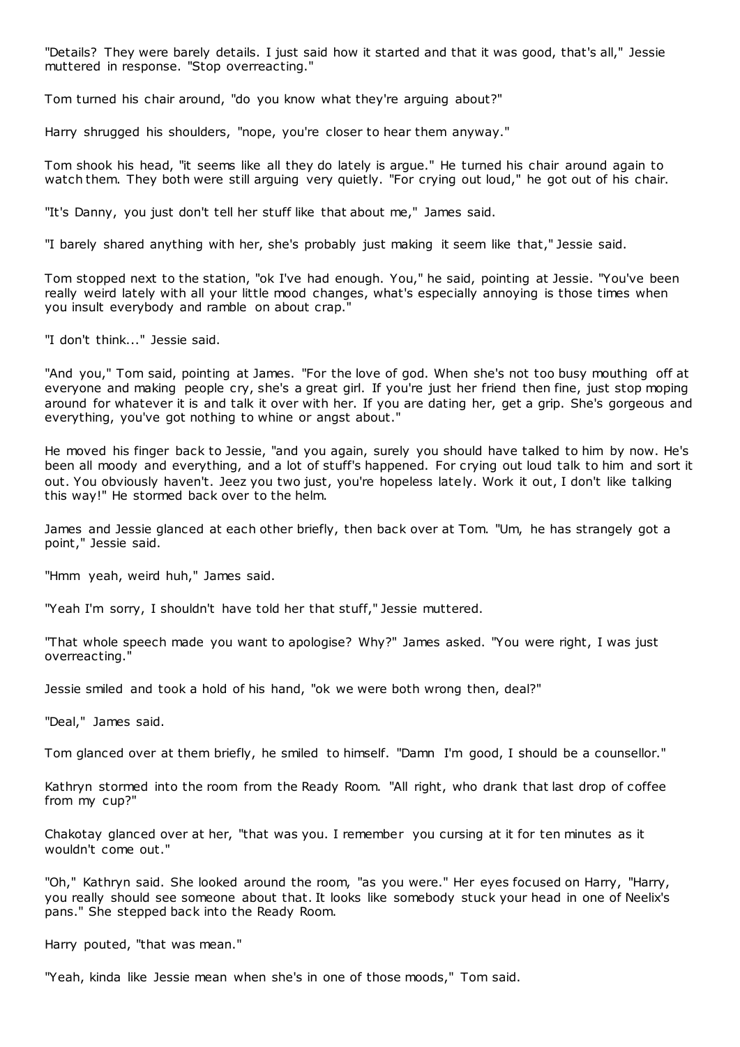"Details? They were barely details. I just said how it started and that it was good, that's all," Jessie muttered in response. "Stop overreacting."

Tom turned his chair around, "do you know what they're arguing about?"

Harry shrugged his shoulders, "nope, you're closer to hear them anyway."

Tom shook his head, "it seems like all they do lately is argue." He turned his chair around again to watch them. They both were still arguing very quietly. "For crying out loud," he got out of his chair.

"It's Danny, you just don't tell her stuff like that about me," James said.

"I barely shared anything with her, she's probably just making it seem like that," Jessie said.

Tom stopped next to the station, "ok I've had enough. You," he said, pointing at Jessie. "You've been really weird lately with all your little mood changes, what's especially annoying is those times when you insult everybody and ramble on about crap."

"I don't think..." Jessie said.

"And you," Tom said, pointing at James. "For the love of god. When she's not too busy mouthing off at everyone and making people cry, she's a great girl. If you're just her friend then fine, just stop moping around for whatever it is and talk it over with her. If you are dating her, get a grip. She's gorgeous and everything, you've got nothing to whine or angst about."

He moved his finger back to Jessie, "and you again, surely you should have talked to him by now. He's been all moody and everything, and a lot of stuff's happened. For crying out loud talk to him and sort it out. You obviously haven't. Jeez you two just, you're hopeless lately. Work it out, I don't like talking this way!" He stormed back over to the helm.

James and Jessie glanced at each other briefly, then back over at Tom. "Um, he has strangely got a point," Jessie said.

"Hmm yeah, weird huh," James said.

"Yeah I'm sorry, I shouldn't have told her that stuff," Jessie muttered.

"That whole speech made you want to apologise? Why?" James asked. "You were right, I was just overreacting."

Jessie smiled and took a hold of his hand, "ok we were both wrong then, deal?"

"Deal," James said.

Tom glanced over at them briefly, he smiled to himself. "Damn I'm good, I should be a counsellor."

Kathryn stormed into the room from the Ready Room. "All right, who drank that last drop of coffee from my cup?"

Chakotay glanced over at her, "that was you. I remember you cursing at it for ten minutes as it wouldn't come out."

"Oh," Kathryn said. She looked around the room, "as you were." Her eyes focused on Harry, "Harry, you really should see someone about that. It looks like somebody stuck your head in one of Neelix's pans." She stepped back into the Ready Room.

Harry pouted, "that was mean."

"Yeah, kinda like Jessie mean when she's in one of those moods," Tom said.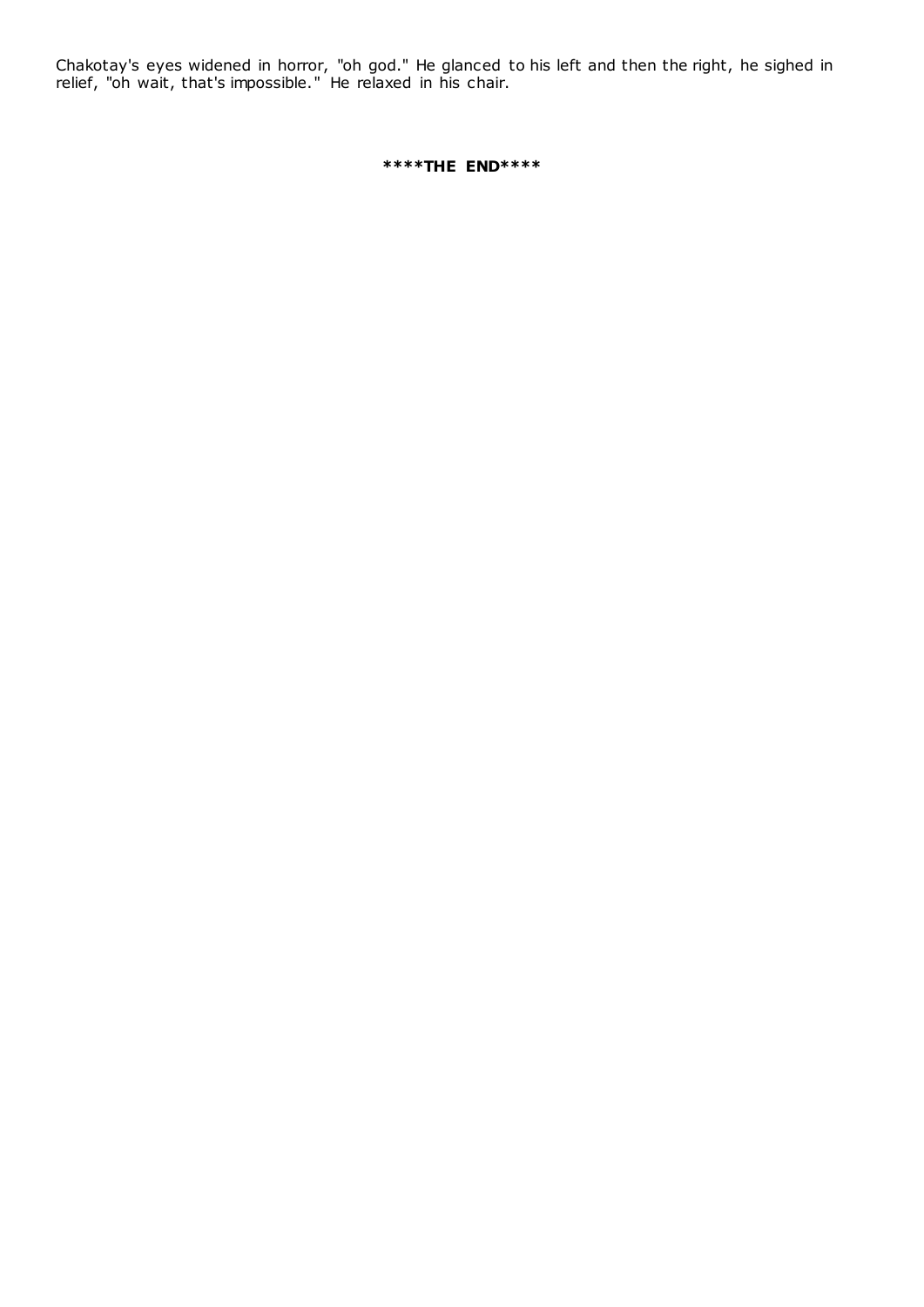Chakotay's eyes widened in horror, "oh god." He glanced to his left and then the right, he sighed in relief, "oh wait, that's impossible." He relaxed in his chair.

**\*\*\*\*THE END\*\*\*\***

Chakotay's eyes widened in horror, "oh god." He glanced to his left and then the right, he sighed in relief, "oh wait, that's impossible." He relaxed in his chair.

**\*\*\*\*THE END\*\*\*\***